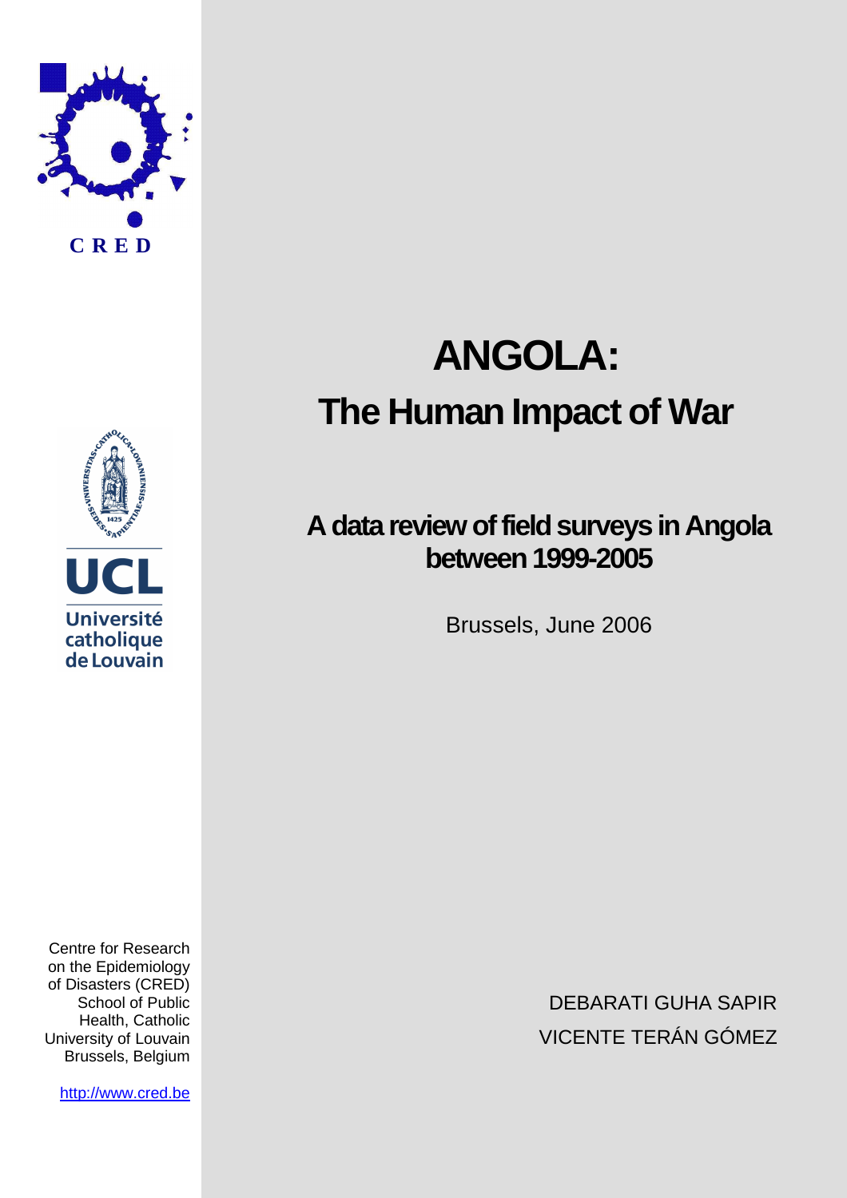C R E D

# ANGOLA:

# The Human Impact of War

## A data review of field surveys in Angola between 1999-2005

Brussels, June 2006

UCL
Université catholique de Louvain

Centre for Research on the Epidemiology of Disasters (CRED)
School of Public Health, Catholic University of Louvain
Brussels, Belgium

http://www.cred.be

DEBARATI GUHA SAPIR
VICENTE TERÁN GÓMEZ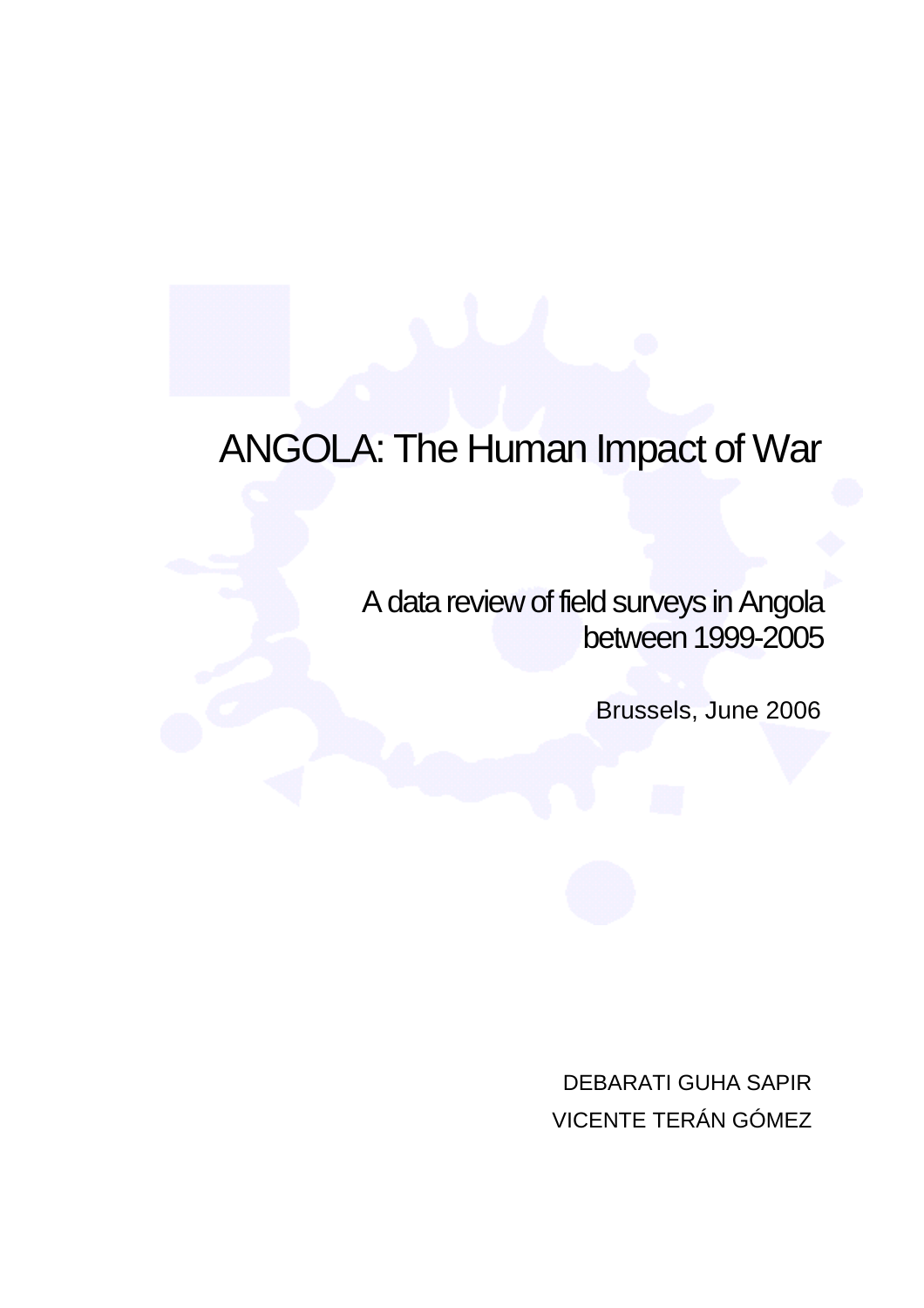# ANGOLA: The Human Impact of War

## A data review of field surveys in Angola between 1999-2005

Brussels, June 2006

DEBARATI GUHA SAPIR

VICENTE TERÁN GÓMEZ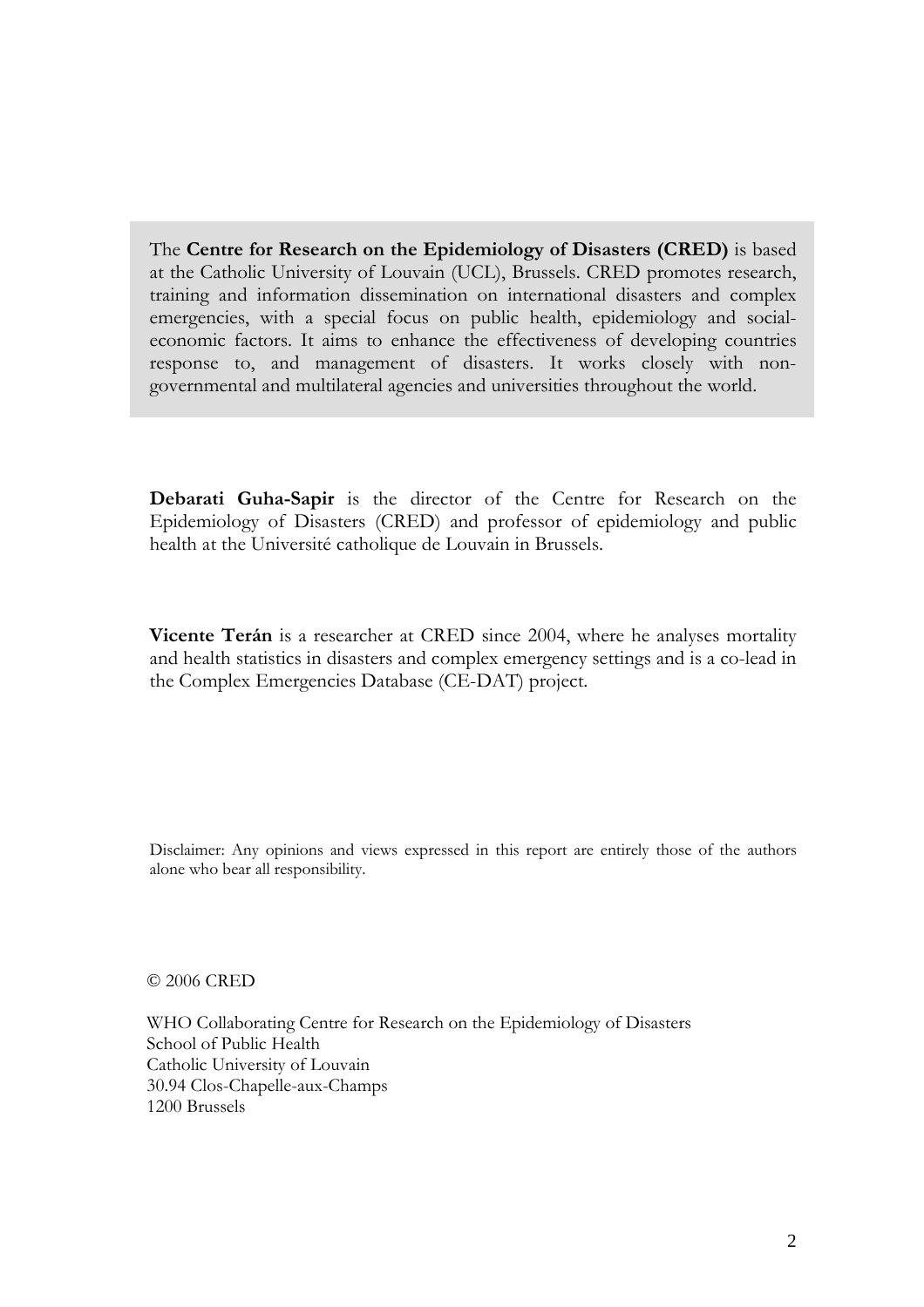The **Centre for Research on the Epidemiology of Disasters (CRED)** is based at the Catholic University of Louvain (UCL), Brussels. CRED promotes research, training and information dissemination on international disasters and complex emergencies, with a special focus on public health, epidemiology and social-economic factors. It aims to enhance the effectiveness of developing countries response to, and management of disasters. It works closely with non-governmental and multilateral agencies and universities throughout the world.

**Debarati Guha-Sapir** is the director of the Centre for Research on the Epidemiology of Disasters (CRED) and professor of epidemiology and public health at the Université catholique de Louvain in Brussels.

**Vicente Terán** is a researcher at CRED since 2004, where he analyses mortality and health statistics in disasters and complex emergency settings and is a co-lead in the Complex Emergencies Database (CE-DAT) project.

Disclaimer: Any opinions and views expressed in this report are entirely those of the authors alone who bear all responsibility.

© 2006 CRED

WHO Collaborating Centre for Research on the Epidemiology of Disasters
School of Public Health
Catholic University of Louvain
30.94 Clos-Chapelle-aux-Champs
1200 Brussels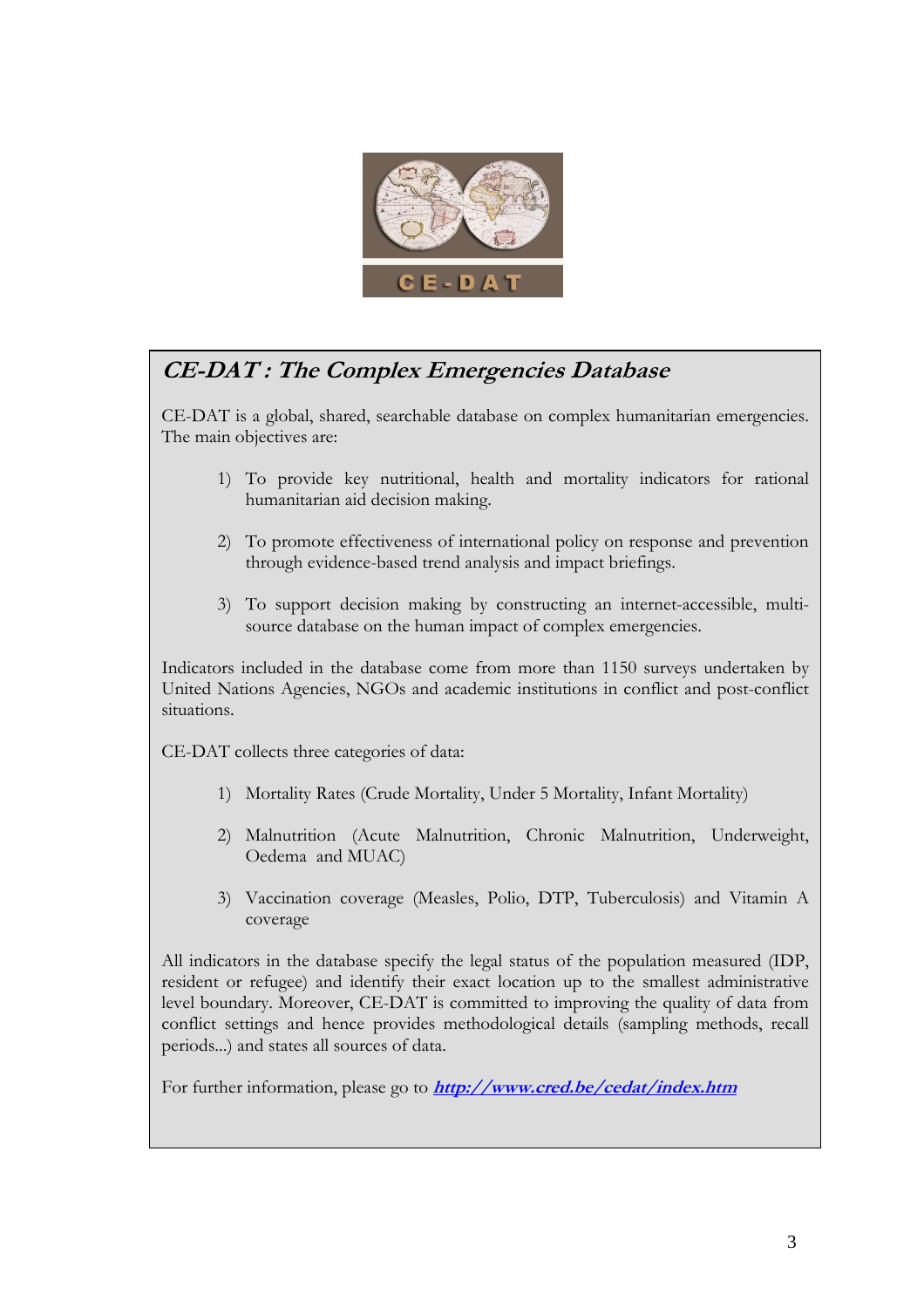CE-DAT

## *CE-DAT : The Complex Emergencies Database*

CE-DAT is a global, shared, searchable database on complex humanitarian emergencies. The main objectives are:

1) To provide key nutritional, health and mortality indicators for rational humanitarian aid decision making.

2) To promote effectiveness of international policy on response and prevention through evidence-based trend analysis and impact briefings.

3) To support decision making by constructing an internet-accessible, multi-source database on the human impact of complex emergencies.

Indicators included in the database come from more than 1150 surveys undertaken by United Nations Agencies, NGOs and academic institutions in conflict and post-conflict situations.

CE-DAT collects three categories of data:

1) Mortality Rates (Crude Mortality, Under 5 Mortality, Infant Mortality)

2) Malnutrition (Acute Malnutrition, Chronic Malnutrition, Underweight, Oedema and MUAC)

3) Vaccination coverage (Measles, Polio, DTP, Tuberculosis) and Vitamin A coverage

All indicators in the database specify the legal status of the population measured (IDP, resident or refugee) and identify their exact location up to the smallest administrative level boundary. Moreover, CE-DAT is committed to improving the quality of data from conflict settings and hence provides methodological details (sampling methods, recall periods...) and states all sources of data.

For further information, please go to ***http://www.cred.be/cedat/index.htm***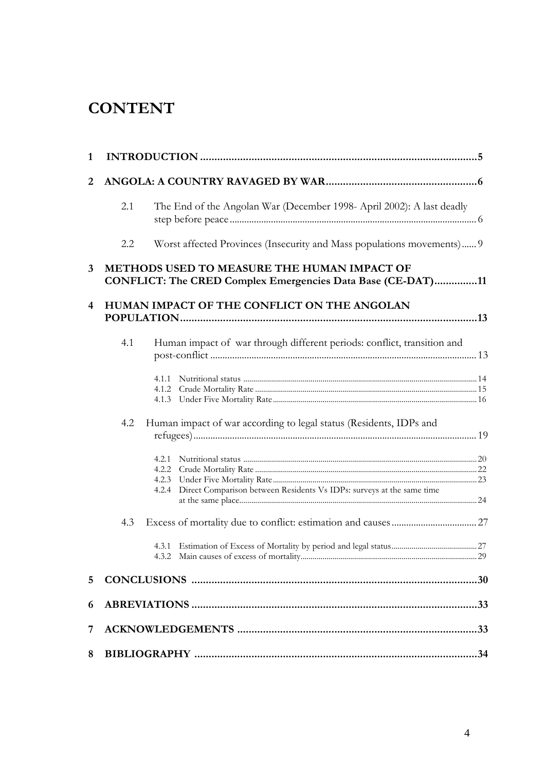# CONTENT

1 INTRODUCTION .................................................................................................5

2 ANGOLA: A COUNTRY RAVAGED BY WAR....................................................6

- 2.1 The End of the Angolan War (December 1998- April 2002): A last deadly step before peace.................................................................................................6
- 2.2 Worst affected Provinces (Insecurity and Mass populations movements)...... 9

3 METHODS USED TO MEASURE THE HUMAN IMPACT OF CONFLICT: The CRED Complex Emergencies Data Base (CE-DAT)...............11

4 HUMAN IMPACT OF THE CONFLICT ON THE ANGOLAN POPULATION.........................................................................................................13

- 4.1 Human impact of war through different periods: conflict, transition and post-conflict ........................................................................................................ 13
  - 4.1.1 Nutritional status ......................................................................................................14
  - 4.1.2 Crude Mortality Rate ...............................................................................................15
  - 4.1.3 Under Five Mortality Rate........................................................................................16
- 4.2 Human impact of war according to legal status (Residents, IDPs and refugees)................................................................................................................ 19
  - 4.2.1 Nutritional status ......................................................................................................20
  - 4.2.2 Crude Mortality Rate ...............................................................................................22
  - 4.2.3 Under Five Mortality Rate........................................................................................23
  - 4.2.4 Direct Comparison between Residents Vs IDPs: surveys at the same time at the same place.........................................................................................................24
- 4.3 Excess of mortality due to conflict: estimation and causes.................................. 27
  - 4.3.1 Estimation of Excess of Mortality by period and legal status...........................................27
  - 4.3.2 Main causes of excess of mortality.........................................................................................29

5 CONCLUSIONS ....................................................................................................30

6 ABREVIATIONS ....................................................................................................33

7 ACKNOWLEDGEMENTS ....................................................................................33

8 BIBLIOGRAPHY ....................................................................................................34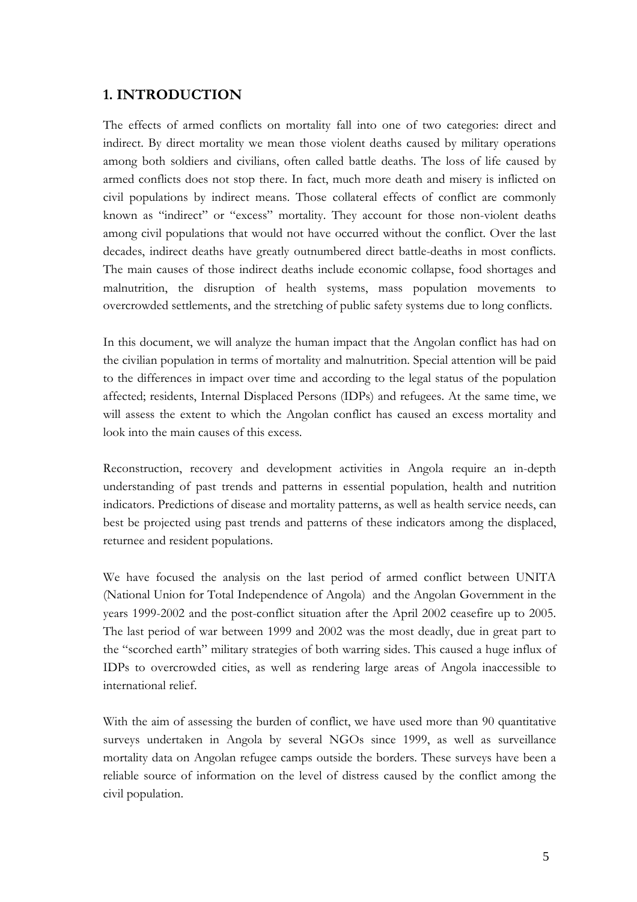## 1. INTRODUCTION

The effects of armed conflicts on mortality fall into one of two categories: direct and indirect. By direct mortality we mean those violent deaths caused by military operations among both soldiers and civilians, often called battle deaths. The loss of life caused by armed conflicts does not stop there. In fact, much more death and misery is inflicted on civil populations by indirect means. Those collateral effects of conflict are commonly known as "indirect" or "excess" mortality. They account for those non-violent deaths among civil populations that would not have occurred without the conflict. Over the last decades, indirect deaths have greatly outnumbered direct battle-deaths in most conflicts. The main causes of those indirect deaths include economic collapse, food shortages and malnutrition, the disruption of health systems, mass population movements to overcrowded settlements, and the stretching of public safety systems due to long conflicts.

In this document, we will analyze the human impact that the Angolan conflict has had on the civilian population in terms of mortality and malnutrition. Special attention will be paid to the differences in impact over time and according to the legal status of the population affected; residents, Internal Displaced Persons (IDPs) and refugees. At the same time, we will assess the extent to which the Angolan conflict has caused an excess mortality and look into the main causes of this excess.

Reconstruction, recovery and development activities in Angola require an in-depth understanding of past trends and patterns in essential population, health and nutrition indicators. Predictions of disease and mortality patterns, as well as health service needs, can best be projected using past trends and patterns of these indicators among the displaced, returnee and resident populations.

We have focused the analysis on the last period of armed conflict between UNITA (National Union for Total Independence of Angola) and the Angolan Government in the years 1999-2002 and the post-conflict situation after the April 2002 ceasefire up to 2005. The last period of war between 1999 and 2002 was the most deadly, due in great part to the "scorched earth" military strategies of both warring sides. This caused a huge influx of IDPs to overcrowded cities, as well as rendering large areas of Angola inaccessible to international relief.

With the aim of assessing the burden of conflict, we have used more than 90 quantitative surveys undertaken in Angola by several NGOs since 1999, as well as surveillance mortality data on Angolan refugee camps outside the borders. These surveys have been a reliable source of information on the level of distress caused by the conflict among the civil population.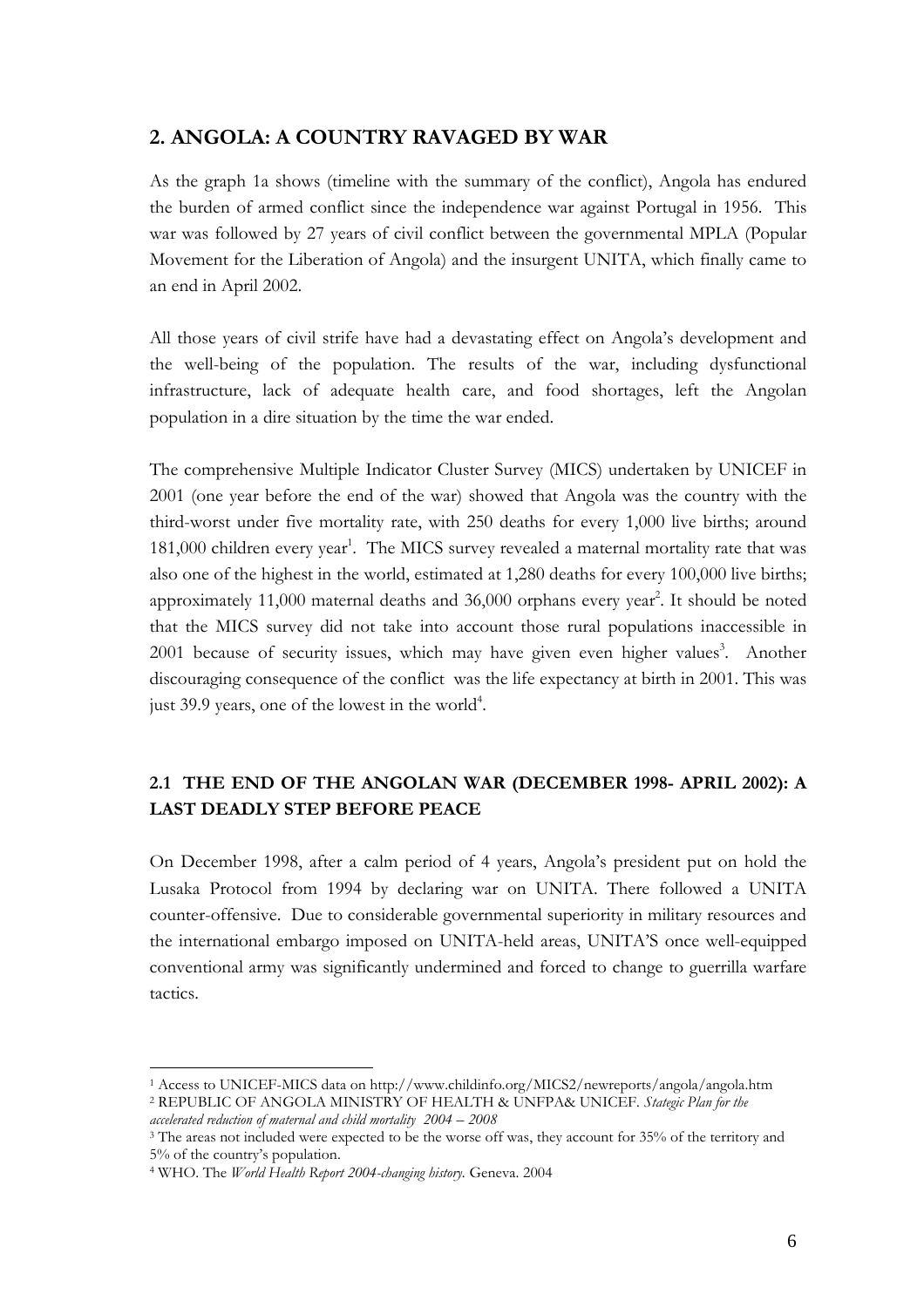## 2. ANGOLA: A COUNTRY RAVAGED BY WAR

As the graph 1a shows (timeline with the summary of the conflict), Angola has endured the burden of armed conflict since the independence war against Portugal in 1956. This war was followed by 27 years of civil conflict between the governmental MPLA (Popular Movement for the Liberation of Angola) and the insurgent UNITA, which finally came to an end in April 2002.

All those years of civil strife have had a devastating effect on Angola's development and the well-being of the population. The results of the war, including dysfunctional infrastructure, lack of adequate health care, and food shortages, left the Angolan population in a dire situation by the time the war ended.

The comprehensive Multiple Indicator Cluster Survey (MICS) undertaken by UNICEF in 2001 (one year before the end of the war) showed that Angola was the country with the third-worst under five mortality rate, with 250 deaths for every 1,000 live births; around 181,000 children every year[1]. The MICS survey revealed a maternal mortality rate that was also one of the highest in the world, estimated at 1,280 deaths for every 100,000 live births; approximately 11,000 maternal deaths and 36,000 orphans every year[2]. It should be noted that the MICS survey did not take into account those rural populations inaccessible in 2001 because of security issues, which may have given even higher values[3]. Another discouraging consequence of the conflict was the life expectancy at birth in 2001. This was just 39.9 years, one of the lowest in the world[4].

### 2.1 THE END OF THE ANGOLAN WAR (DECEMBER 1998- APRIL 2002): A LAST DEADLY STEP BEFORE PEACE

On December 1998, after a calm period of 4 years, Angola's president put on hold the Lusaka Protocol from 1994 by declaring war on UNITA. There followed a UNITA counter-offensive. Due to considerable governmental superiority in military resources and the international embargo imposed on UNITA-held areas, UNITA'S once well-equipped conventional army was significantly undermined and forced to change to guerrilla warfare tactics.

---

[1] Access to UNICEF-MICS data on http://www.childinfo.org/MICS2/newreports/angola/angola.htm

[2] REPUBLIC OF ANGOLA MINISTRY OF HEALTH & UNFPA& UNICEF. *Stategic Plan for the accelerated reduction of maternal and child mortality 2004 – 2008*

[3] The areas not included were expected to be the worse off was, they account for 35% of the territory and 5% of the country's population.

[4] WHO. The *World Health Report 2004-changing history.* Geneva. 2004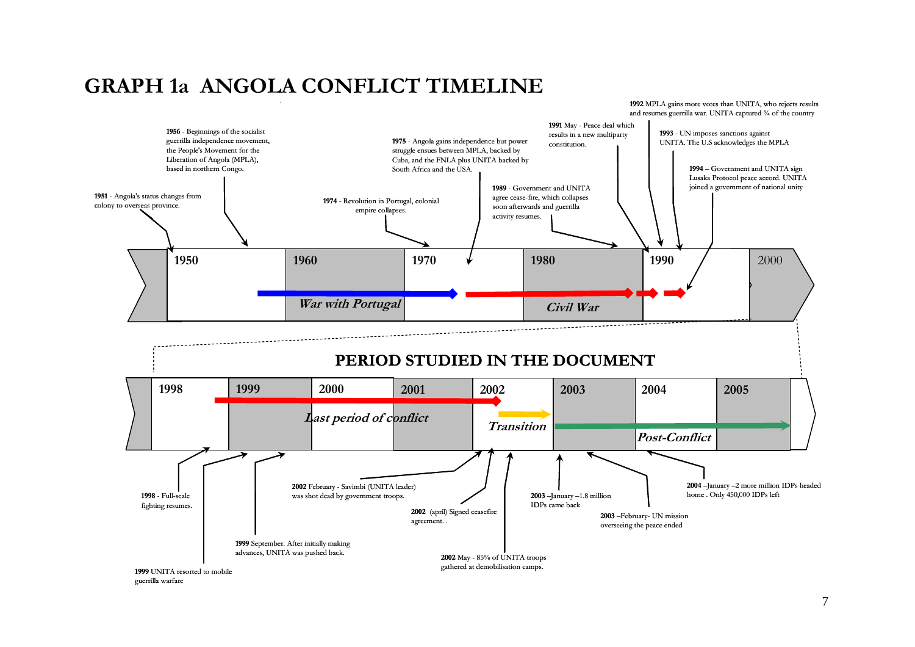# GRAPH 1a ANGOLA CONFLICT TIMELINE

**1951** - Angola's status changes from colony to overseas province.

**1956** - Beginnings of the socialist guerrilla independence movement, the People's Movement for the Liberation of Angola (MPLA), based in northern Congo.

**1974** - Revolution in Portugal, colonial empire collapses.

**1975** - Angola gains independence but power struggle ensues between MPLA, backed by Cuba, and the FNLA plus UNITA backed by South Africa and the USA.

**1989** - Government and UNITA agree cease-fire, which collapses soon afterwards and guerrilla activity resumes.

**1991** May - Peace deal which results in a new multiparty constitution.

**1992** MPLA gains more votes than UNITA, who rejects results and resumes guerrilla war. UNITA captured ¾ of the country

**1993** - UN imposes sanctions against UNITA. The U.S acknowledges the MPLA

**1994** – Government and UNITA sign Lusaka Protocol peace accord. UNITA joined a government of national unity

1950 | 1960 | 1970 | 1980 | 1990 | 2000

*War with Portugal*

*Civil War*

## PERIOD STUDIED IN THE DOCUMENT

1998 | 1999 | 2000 | 2001 | 2002 | 2003 | 2004 | 2005

*Last period of conflict*

*Transition*

*Post-Conflict*

**1998** - Full-scale fighting resumes.

**1999** UNITA resorted to mobile guerrilla warfare

**1999** September. After initially making advances, UNITA was pushed back.

**2002** February - Savimbi (UNITA leader) was shot dead by government troops.

**2002** (april) Signed ceasefire agreement. .

**2002** May - 85% of UNITA troops gathered at demobilisation camps.

**2003** –January –1.8 million IDPs came back

**2003** –February- UN mission overseeing the peace ended

**2004** –January –2 more million IDPs headed home . Only 450,000 IDPs left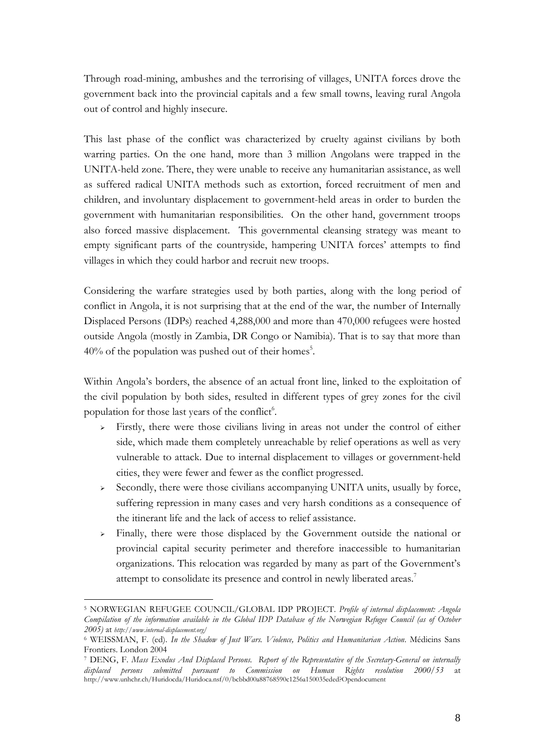Through road-mining, ambushes and the terrorising of villages, UNITA forces drove the government back into the provincial capitals and a few small towns, leaving rural Angola out of control and highly insecure.

This last phase of the conflict was characterized by cruelty against civilians by both warring parties. On the one hand, more than 3 million Angolans were trapped in the UNITA-held zone. There, they were unable to receive any humanitarian assistance, as well as suffered radical UNITA methods such as extortion, forced recruitment of men and children, and involuntary displacement to government-held areas in order to burden the government with humanitarian responsibilities. On the other hand, government troops also forced massive displacement. This governmental cleansing strategy was meant to empty significant parts of the countryside, hampering UNITA forces' attempts to find villages in which they could harbor and recruit new troops.

Considering the warfare strategies used by both parties, along with the long period of conflict in Angola, it is not surprising that at the end of the war, the number of Internally Displaced Persons (IDPs) reached 4,288,000 and more than 470,000 refugees were hosted outside Angola (mostly in Zambia, DR Congo or Namibia). That is to say that more than 40% of the population was pushed out of their homes[5].

Within Angola's borders, the absence of an actual front line, linked to the exploitation of the civil population by both sides, resulted in different types of grey zones for the civil population for those last years of the conflict[6].

- Firstly, there were those civilians living in areas not under the control of either side, which made them completely unreachable by relief operations as well as very vulnerable to attack. Due to internal displacement to villages or government-held cities, they were fewer and fewer as the conflict progressed.
- Secondly, there were those civilians accompanying UNITA units, usually by force, suffering repression in many cases and very harsh conditions as a consequence of the itinerant life and the lack of access to relief assistance.
- Finally, there were those displaced by the Government outside the national or provincial capital security perimeter and therefore inaccessible to humanitarian organizations. This relocation was regarded by many as part of the Government's attempt to consolidate its presence and control in newly liberated areas.[7]

---

[5] NORWEGIAN REFUGEE COUNCIL/GLOBAL IDP PROJECT. *Profile of internal displacement: Angola Compilation of the information available in the Global IDP Database of the Norwegian Refugee Council (as of October 2005)* at *http://www.internal-displacement.org/*

[6] WEISSMAN, F. (ed). *In the Shadow of Just Wars. Violence, Politics and Humanitarian Action*. Médicins Sans Frontiers. London 2004

[7] DENG, F. *Mass Exodus And Displaced Persons. Report of the Representative of the Secretary-General on internally displaced persons submitted pursuant to Commission on Human Rights resolution 2000/53* at http://www.unhchr.ch/Huridocda/Huridoca.nsf/0/bcbbd00a88768590c1256a150035eded?Opendocument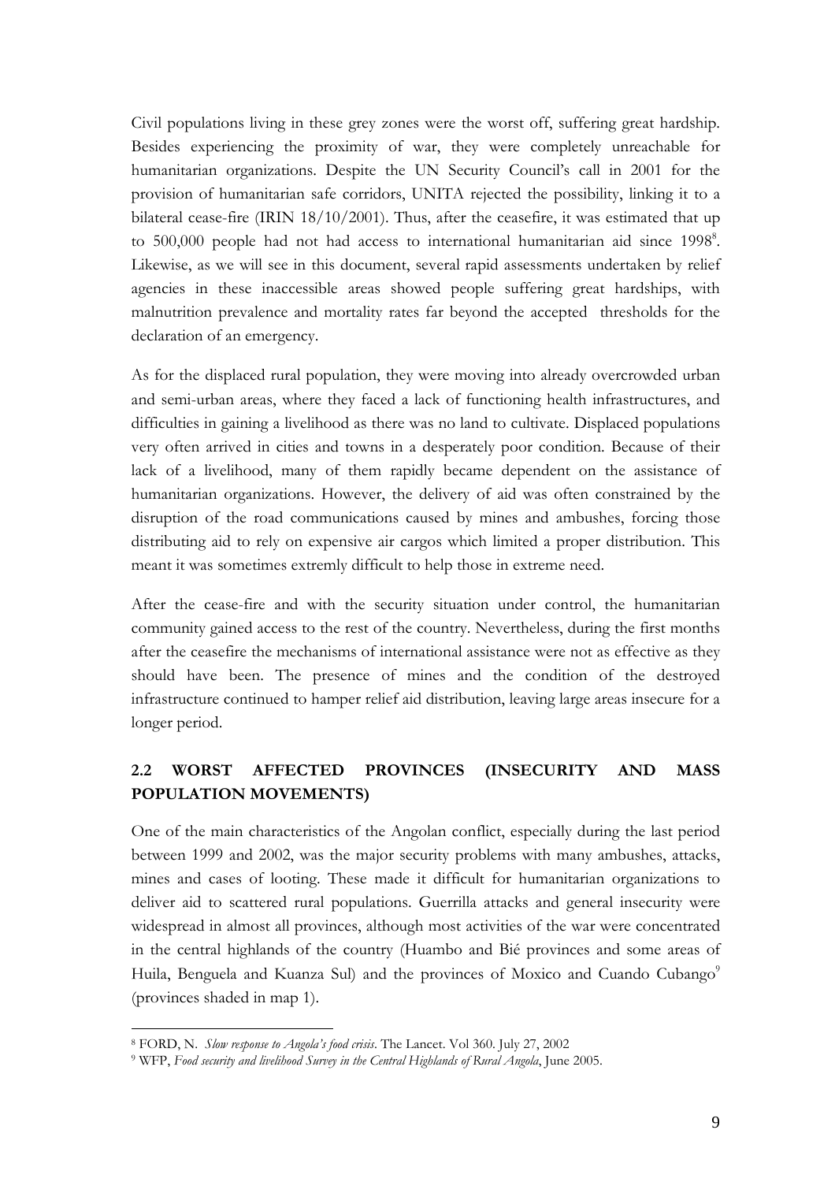Civil populations living in these grey zones were the worst off, suffering great hardship. Besides experiencing the proximity of war, they were completely unreachable for humanitarian organizations. Despite the UN Security Council's call in 2001 for the provision of humanitarian safe corridors, UNITA rejected the possibility, linking it to a bilateral cease-fire (IRIN 18/10/2001). Thus, after the ceasefire, it was estimated that up to 500,000 people had not had access to international humanitarian aid since 1998[8]. Likewise, as we will see in this document, several rapid assessments undertaken by relief agencies in these inaccessible areas showed people suffering great hardships, with malnutrition prevalence and mortality rates far beyond the accepted thresholds for the declaration of an emergency.

As for the displaced rural population, they were moving into already overcrowded urban and semi-urban areas, where they faced a lack of functioning health infrastructures, and difficulties in gaining a livelihood as there was no land to cultivate. Displaced populations very often arrived in cities and towns in a desperately poor condition. Because of their lack of a livelihood, many of them rapidly became dependent on the assistance of humanitarian organizations. However, the delivery of aid was often constrained by the disruption of the road communications caused by mines and ambushes, forcing those distributing aid to rely on expensive air cargos which limited a proper distribution. This meant it was sometimes extremly difficult to help those in extreme need.

After the cease-fire and with the security situation under control, the humanitarian community gained access to the rest of the country. Nevertheless, during the first months after the ceasefire the mechanisms of international assistance were not as effective as they should have been. The presence of mines and the condition of the destroyed infrastructure continued to hamper relief aid distribution, leaving large areas insecure for a longer period.

## 2.2 WORST AFFECTED PROVINCES (INSECURITY AND MASS POPULATION MOVEMENTS)

One of the main characteristics of the Angolan conflict, especially during the last period between 1999 and 2002, was the major security problems with many ambushes, attacks, mines and cases of looting. These made it difficult for humanitarian organizations to deliver aid to scattered rural populations. Guerrilla attacks and general insecurity were widespread in almost all provinces, although most activities of the war were concentrated in the central highlands of the country (Huambo and Bié provinces and some areas of Huila, Benguela and Kuanza Sul) and the provinces of Moxico and Cuando Cubango[9] (provinces shaded in map 1).

---

[8] FORD, N. *Slow response to Angola's food crisis*. The Lancet. Vol 360. July 27, 2002

[9] WFP, *Food security and livelihood Survey in the Central Highlands of Rural Angola*, June 2005.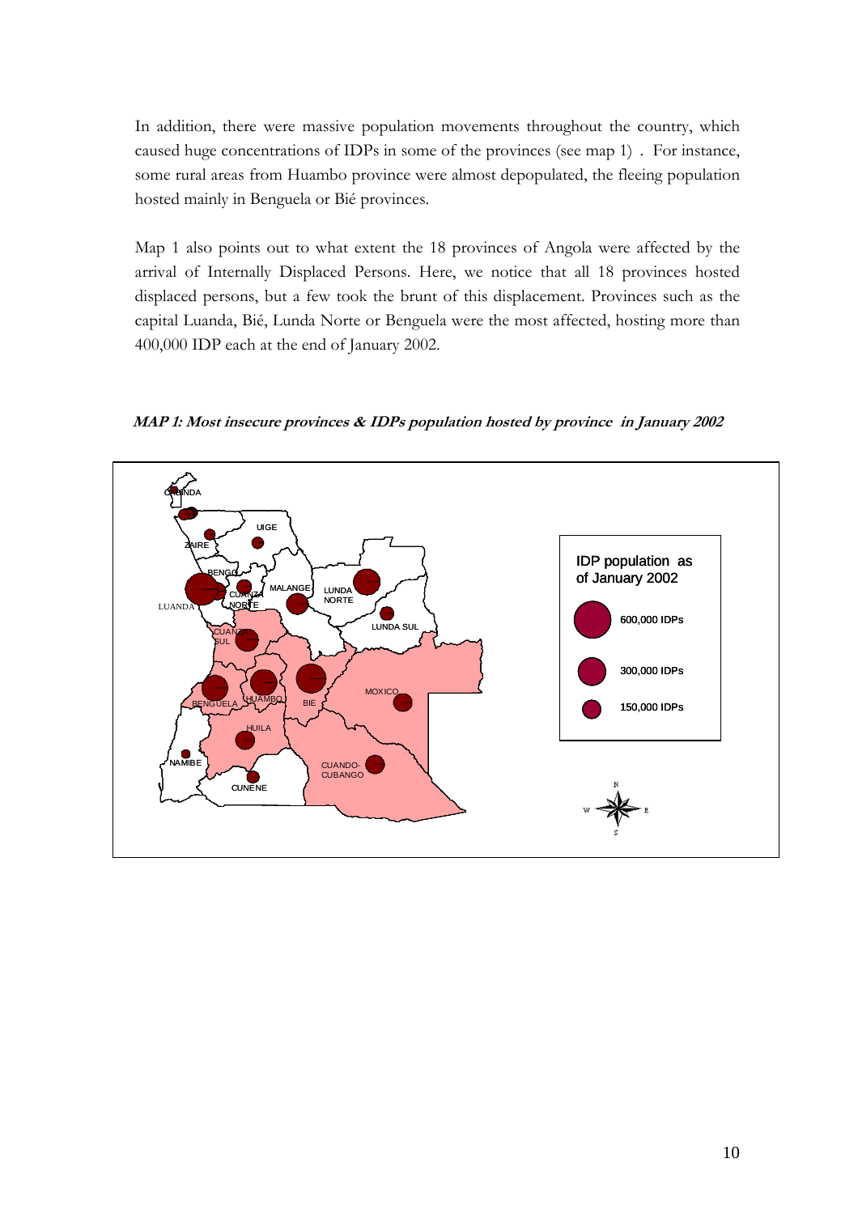In addition, there were massive population movements throughout the country, which caused huge concentrations of IDPs in some of the provinces (see map 1) . For instance, some rural areas from Huambo province were almost depopulated, the fleeing population hosted mainly in Benguela or Bié provinces.

Map 1 also points out to what extent the 18 provinces of Angola were affected by the arrival of Internally Displaced Persons. Here, we notice that all 18 provinces hosted displaced persons, but a few took the brunt of this displacement. Provinces such as the capital Luanda, Bié, Lunda Norte or Benguela were the most affected, hosting more than 400,000 IDP each at the end of January 2002.

***MAP 1: Most insecure provinces & IDPs population hosted by province in January 2002***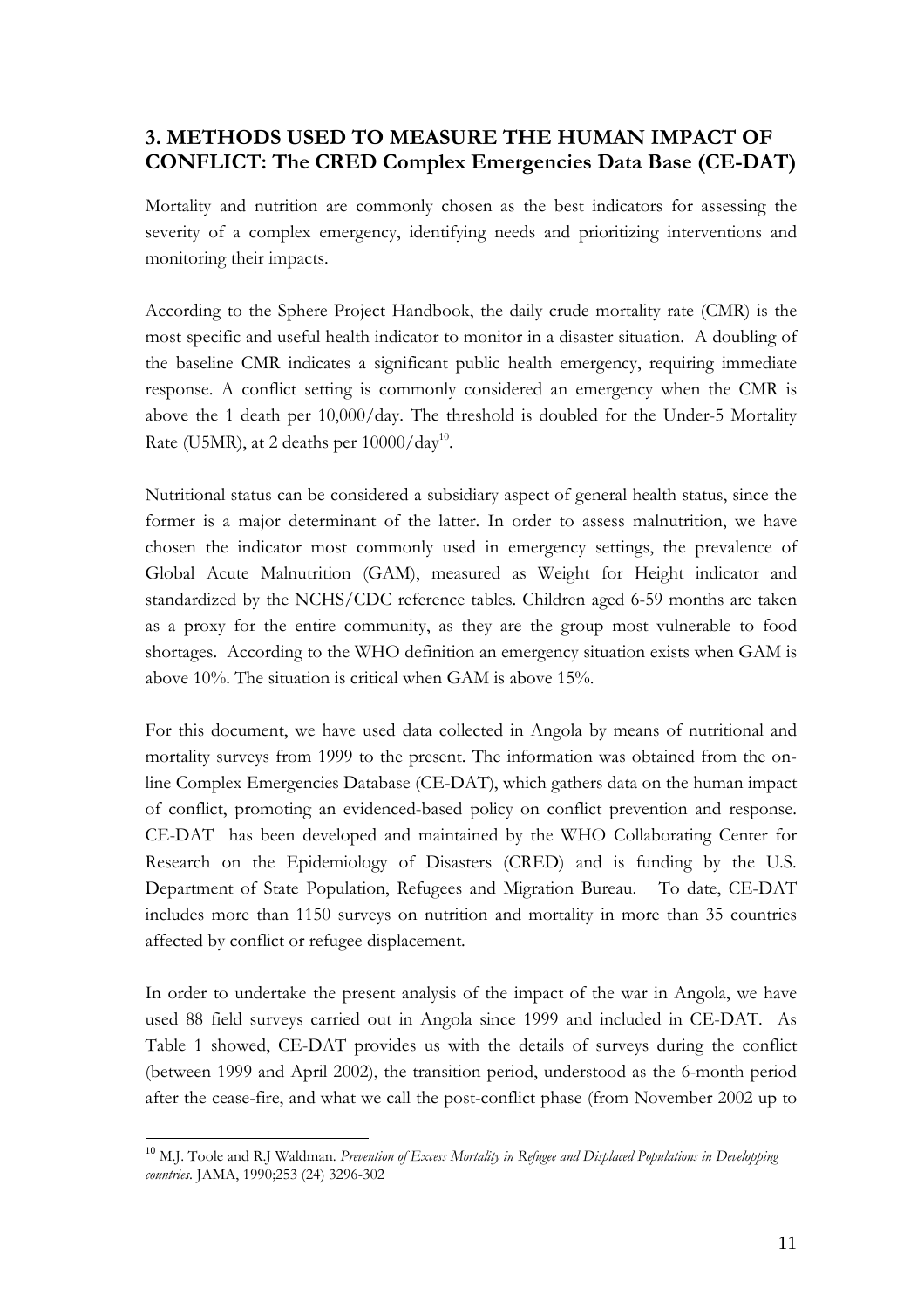## 3. METHODS USED TO MEASURE THE HUMAN IMPACT OF CONFLICT: The CRED Complex Emergencies Data Base (CE-DAT)

Mortality and nutrition are commonly chosen as the best indicators for assessing the severity of a complex emergency, identifying needs and prioritizing interventions and monitoring their impacts.

According to the Sphere Project Handbook, the daily crude mortality rate (CMR) is the most specific and useful health indicator to monitor in a disaster situation. A doubling of the baseline CMR indicates a significant public health emergency, requiring immediate response. A conflict setting is commonly considered an emergency when the CMR is above the 1 death per 10,000/day. The threshold is doubled for the Under-5 Mortality Rate (U5MR), at 2 deaths per 10000/day[10].

Nutritional status can be considered a subsidiary aspect of general health status, since the former is a major determinant of the latter. In order to assess malnutrition, we have chosen the indicator most commonly used in emergency settings, the prevalence of Global Acute Malnutrition (GAM), measured as Weight for Height indicator and standardized by the NCHS/CDC reference tables. Children aged 6-59 months are taken as a proxy for the entire community, as they are the group most vulnerable to food shortages. According to the WHO definition an emergency situation exists when GAM is above 10%. The situation is critical when GAM is above 15%.

For this document, we have used data collected in Angola by means of nutritional and mortality surveys from 1999 to the present. The information was obtained from the on-line Complex Emergencies Database (CE-DAT), which gathers data on the human impact of conflict, promoting an evidenced-based policy on conflict prevention and response. CE-DAT has been developed and maintained by the WHO Collaborating Center for Research on the Epidemiology of Disasters (CRED) and is funding by the U.S. Department of State Population, Refugees and Migration Bureau. To date, CE-DAT includes more than 1150 surveys on nutrition and mortality in more than 35 countries affected by conflict or refugee displacement.

In order to undertake the present analysis of the impact of the war in Angola, we have used 88 field surveys carried out in Angola since 1999 and included in CE-DAT. As Table 1 showed, CE-DAT provides us with the details of surveys during the conflict (between 1999 and April 2002), the transition period, understood as the 6-month period after the cease-fire, and what we call the post-conflict phase (from November 2002 up to

---

[10] M.J. Toole and R.J Waldman. *Prevention of Excess Mortality in Refugee and Displaced Populations in Developping countries.* JAMA, 1990;253 (24) 3296-302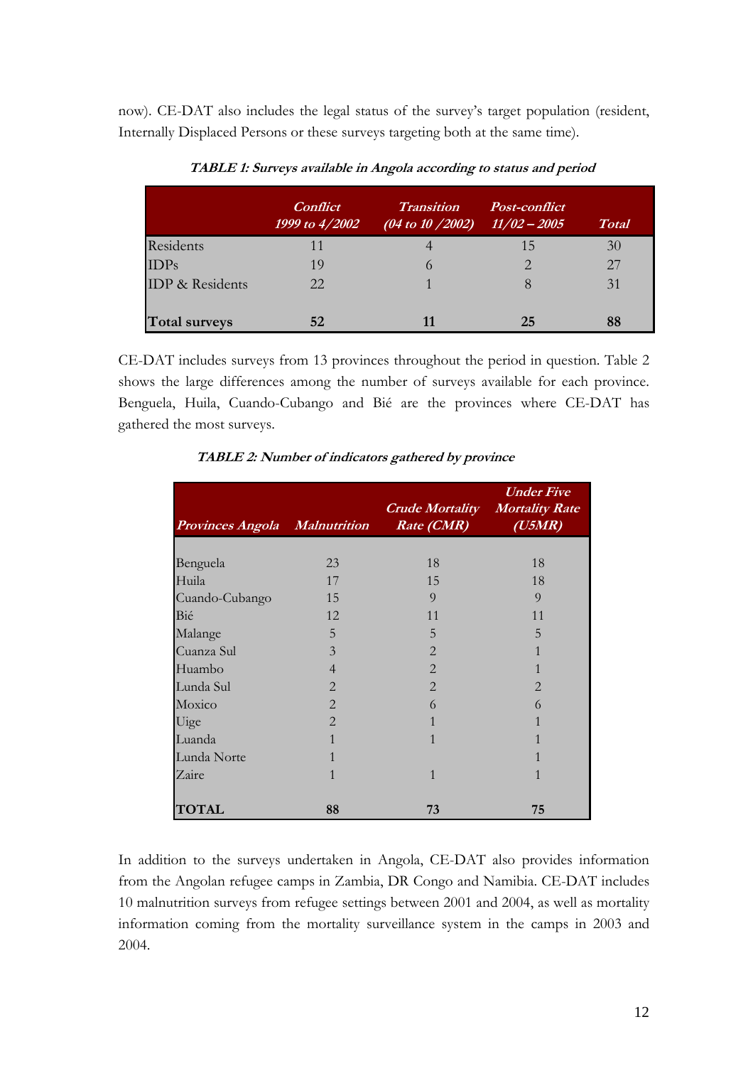now). CE-DAT also includes the legal status of the survey's target population (resident, Internally Displaced Persons or these surveys targeting both at the same time).

***TABLE 1: Surveys available in Angola according to status and period***

| | *Conflict 1999 to 4/2002* | *Transition (04 to 10 /2002)* | *Post-conflict 11/02 – 2005* | *Total* |
|---|---|---|---|---|
| Residents | 11 | 4 | 15 | 30 |
| IDPs | 19 | 6 | 2 | 27 |
| IDP & Residents | 22 | 1 | 8 | 31 |
| **Total surveys** | **52** | **11** | **25** | **88** |

CE-DAT includes surveys from 13 provinces throughout the period in question. Table 2 shows the large differences among the number of surveys available for each province. Benguela, Huila, Cuando-Cubango and Bié are the provinces where CE-DAT has gathered the most surveys.

***TABLE 2: Number of indicators gathered by province***

| *Provinces Angola* | *Malnutrition* | *Crude Mortality Rate (CMR)* | *Under Five Mortality Rate (U5MR)* |
|---|---|---|---|
| Benguela | 23 | 18 | 18 |
| Huila | 17 | 15 | 18 |
| Cuando-Cubango | 15 | 9 | 9 |
| Bié | 12 | 11 | 11 |
| Malange | 5 | 5 | 5 |
| Cuanza Sul | 3 | 2 | 1 |
| Huambo | 4 | 2 | 1 |
| Lunda Sul | 2 | 2 | 2 |
| Moxico | 2 | 6 | 6 |
| Uige | 2 | 1 | 1 |
| Luanda | 1 | 1 | 1 |
| Lunda Norte | 1 | | 1 |
| Zaire | 1 | 1 | 1 |
| **TOTAL** | **88** | **73** | **75** |

In addition to the surveys undertaken in Angola, CE-DAT also provides information from the Angolan refugee camps in Zambia, DR Congo and Namibia. CE-DAT includes 10 malnutrition surveys from refugee settings between 2001 and 2004, as well as mortality information coming from the mortality surveillance system in the camps in 2003 and 2004.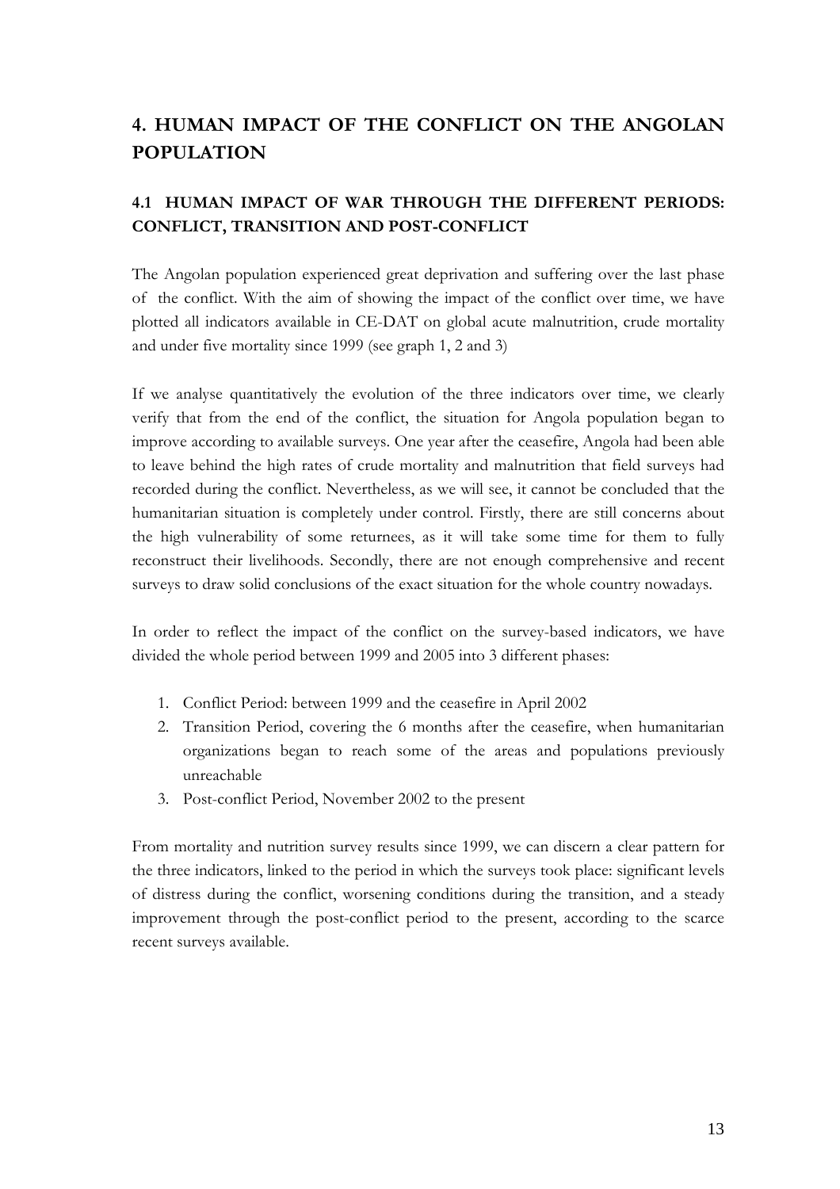# 4. HUMAN IMPACT OF THE CONFLICT ON THE ANGOLAN POPULATION

## 4.1 HUMAN IMPACT OF WAR THROUGH THE DIFFERENT PERIODS: CONFLICT, TRANSITION AND POST-CONFLICT

The Angolan population experienced great deprivation and suffering over the last phase of the conflict. With the aim of showing the impact of the conflict over time, we have plotted all indicators available in CE-DAT on global acute malnutrition, crude mortality and under five mortality since 1999 (see graph 1, 2 and 3)

If we analyse quantitatively the evolution of the three indicators over time, we clearly verify that from the end of the conflict, the situation for Angola population began to improve according to available surveys. One year after the ceasefire, Angola had been able to leave behind the high rates of crude mortality and malnutrition that field surveys had recorded during the conflict. Nevertheless, as we will see, it cannot be concluded that the humanitarian situation is completely under control. Firstly, there are still concerns about the high vulnerability of some returnees, as it will take some time for them to fully reconstruct their livelihoods. Secondly, there are not enough comprehensive and recent surveys to draw solid conclusions of the exact situation for the whole country nowadays.

In order to reflect the impact of the conflict on the survey-based indicators, we have divided the whole period between 1999 and 2005 into 3 different phases:

1. Conflict Period: between 1999 and the ceasefire in April 2002
2. Transition Period, covering the 6 months after the ceasefire, when humanitarian organizations began to reach some of the areas and populations previously unreachable
3. Post-conflict Period, November 2002 to the present

From mortality and nutrition survey results since 1999, we can discern a clear pattern for the three indicators, linked to the period in which the surveys took place: significant levels of distress during the conflict, worsening conditions during the transition, and a steady improvement through the post-conflict period to the present, according to the scarce recent surveys available.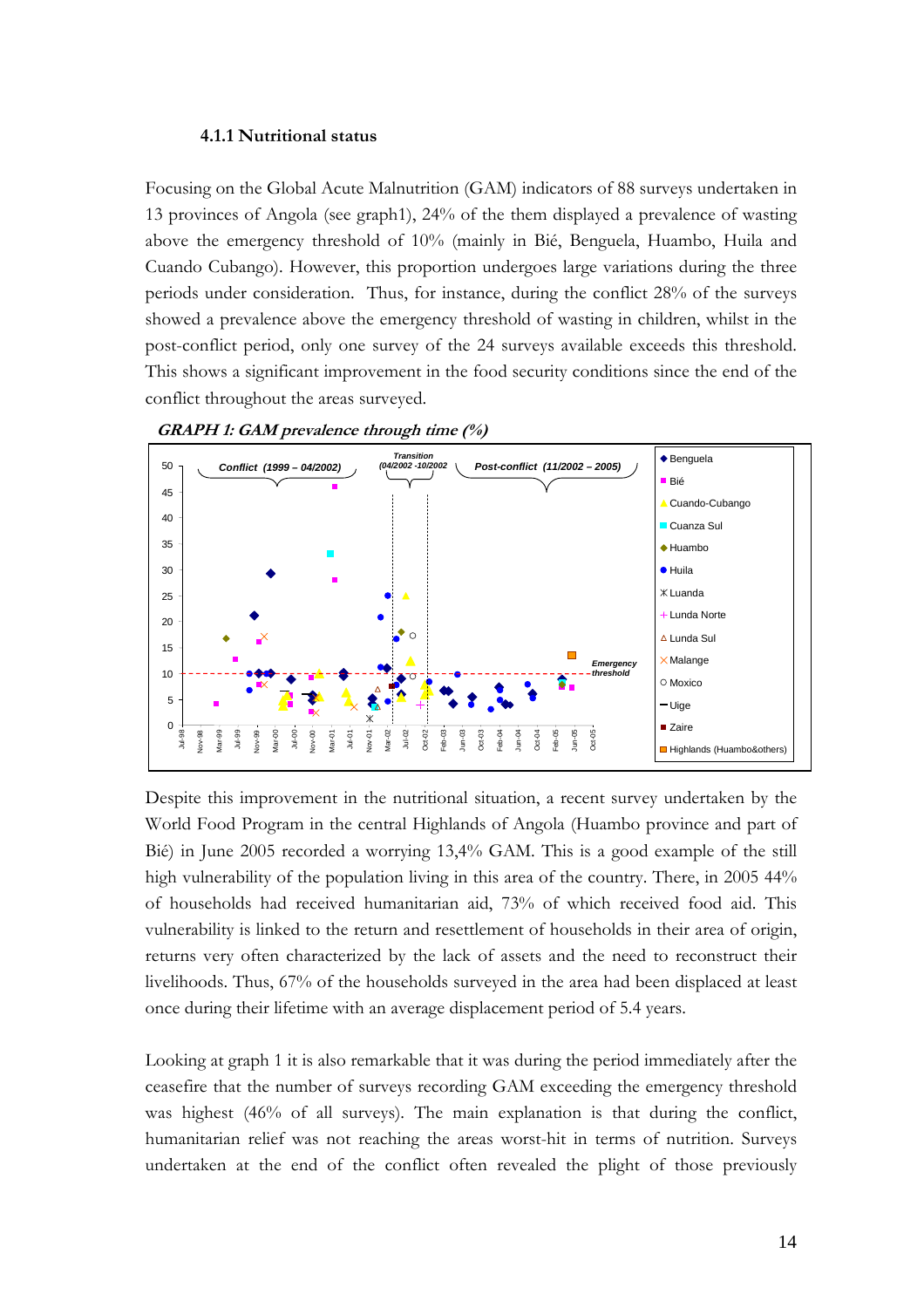#### 4.1.1 Nutritional status

Focusing on the Global Acute Malnutrition (GAM) indicators of 88 surveys undertaken in 13 provinces of Angola (see graph1), 24% of the them displayed a prevalence of wasting above the emergency threshold of 10% (mainly in Bié, Benguela, Huambo, Huila and Cuando Cubango). However, this proportion undergoes large variations during the three periods under consideration. Thus, for instance, during the conflict 28% of the surveys showed a prevalence above the emergency threshold of wasting in children, whilst in the post-conflict period, only one survey of the 24 surveys available exceeds this threshold. This shows a significant improvement in the food security conditions since the end of the conflict throughout the areas surveyed.

***GRAPH 1: GAM prevalence through time (%)***

Despite this improvement in the nutritional situation, a recent survey undertaken by the World Food Program in the central Highlands of Angola (Huambo province and part of Bié) in June 2005 recorded a worrying 13,4% GAM. This is a good example of the still high vulnerability of the population living in this area of the country. There, in 2005 44% of households had received humanitarian aid, 73% of which received food aid. This vulnerability is linked to the return and resettlement of households in their area of origin, returns very often characterized by the lack of assets and the need to reconstruct their livelihoods. Thus, 67% of the households surveyed in the area had been displaced at least once during their lifetime with an average displacement period of 5.4 years.

Looking at graph 1 it is also remarkable that it was during the period immediately after the ceasefire that the number of surveys recording GAM exceeding the emergency threshold was highest (46% of all surveys). The main explanation is that during the conflict, humanitarian relief was not reaching the areas worst-hit in terms of nutrition. Surveys undertaken at the end of the conflict often revealed the plight of those previously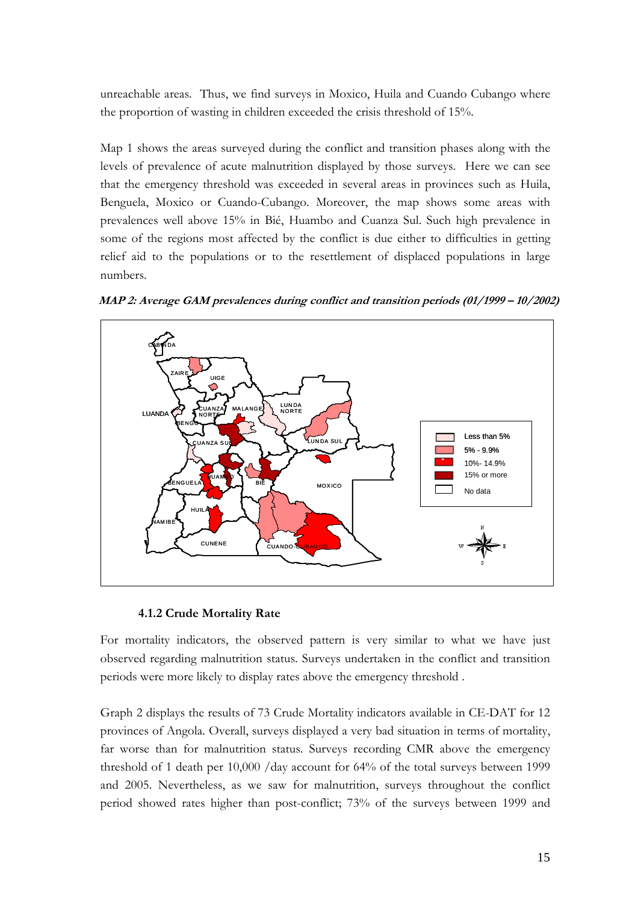unreachable areas. Thus, we find surveys in Moxico, Huila and Cuando Cubango where the proportion of wasting in children exceeded the crisis threshold of 15%.

Map 1 shows the areas surveyed during the conflict and transition phases along with the levels of prevalence of acute malnutrition displayed by those surveys. Here we can see that the emergency threshold was exceeded in several areas in provinces such as Huila, Benguela, Moxico or Cuando-Cubango. Moreover, the map shows some areas with prevalences well above 15% in Bié, Huambo and Cuanza Sul. Such high prevalence in some of the regions most affected by the conflict is due either to difficulties in getting relief aid to the populations or to the resettlement of displaced populations in large numbers.

***MAP 2: Average GAM prevalences during conflict and transition periods (01/1999 – 10/2002)***

#### 4.1.2 Crude Mortality Rate

For mortality indicators, the observed pattern is very similar to what we have just observed regarding malnutrition status. Surveys undertaken in the conflict and transition periods were more likely to display rates above the emergency threshold .

Graph 2 displays the results of 73 Crude Mortality indicators available in CE-DAT for 12 provinces of Angola. Overall, surveys displayed a very bad situation in terms of mortality, far worse than for malnutrition status. Surveys recording CMR above the emergency threshold of 1 death per 10,000 /day account for 64% of the total surveys between 1999 and 2005. Nevertheless, as we saw for malnutrition, surveys throughout the conflict period showed rates higher than post-conflict; 73% of the surveys between 1999 and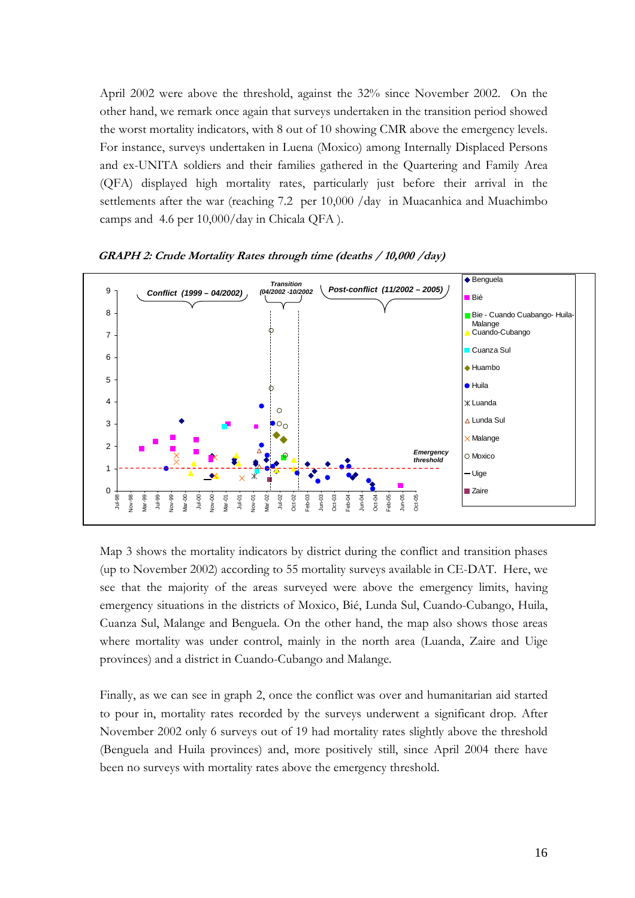April 2002 were above the threshold, against the 32% since November 2002. On the other hand, we remark once again that surveys undertaken in the transition period showed the worst mortality indicators, with 8 out of 10 showing CMR above the emergency levels. For instance, surveys undertaken in Luena (Moxico) among Internally Displaced Persons and ex-UNITA soldiers and their families gathered in the Quartering and Family Area (QFA) displayed high mortality rates, particularly just before their arrival in the settlements after the war (reaching 7.2 per 10,000 /day in Muacanhica and Muachimbo camps and 4.6 per 10,000/day in Chicala QFA ).

***GRAPH 2: Crude Mortality Rates through time (deaths / 10,000 /day)***

Map 3 shows the mortality indicators by district during the conflict and transition phases (up to November 2002) according to 55 mortality surveys available in CE-DAT. Here, we see that the majority of the areas surveyed were above the emergency limits, having emergency situations in the districts of Moxico, Bié, Lunda Sul, Cuando-Cubango, Huila, Cuanza Sul, Malange and Benguela. On the other hand, the map also shows those areas where mortality was under control, mainly in the north area (Luanda, Zaire and Uige provinces) and a district in Cuando-Cubango and Malange.

Finally, as we can see in graph 2, once the conflict was over and humanitarian aid started to pour in, mortality rates recorded by the surveys underwent a significant drop. After November 2002 only 6 surveys out of 19 had mortality rates slightly above the threshold (Benguela and Huila provinces) and, more positively still, since April 2004 there have been no surveys with mortality rates above the emergency threshold.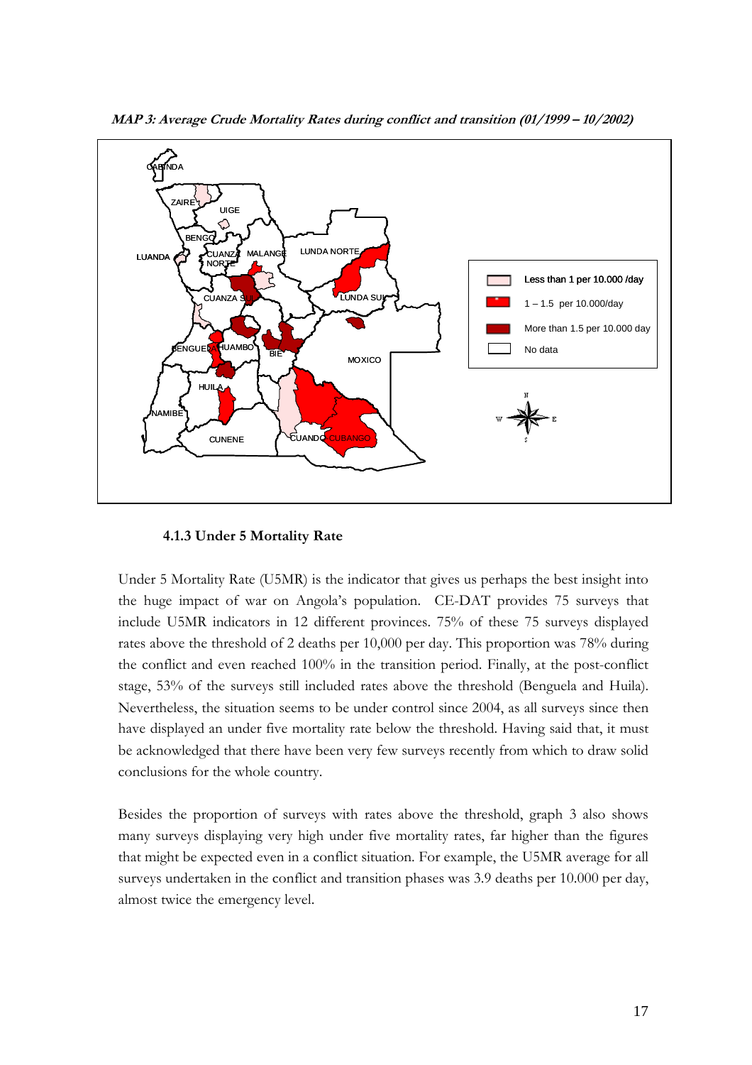***MAP 3: Average Crude Mortality Rates during conflict and transition (01/1999 – 10/2002)***

#### 4.1.3 Under 5 Mortality Rate

Under 5 Mortality Rate (U5MR) is the indicator that gives us perhaps the best insight into the huge impact of war on Angola's population. CE-DAT provides 75 surveys that include U5MR indicators in 12 different provinces. 75% of these 75 surveys displayed rates above the threshold of 2 deaths per 10,000 per day. This proportion was 78% during the conflict and even reached 100% in the transition period. Finally, at the post-conflict stage, 53% of the surveys still included rates above the threshold (Benguela and Huila). Nevertheless, the situation seems to be under control since 2004, as all surveys since then have displayed an under five mortality rate below the threshold. Having said that, it must be acknowledged that there have been very few surveys recently from which to draw solid conclusions for the whole country.

Besides the proportion of surveys with rates above the threshold, graph 3 also shows many surveys displaying very high under five mortality rates, far higher than the figures that might be expected even in a conflict situation. For example, the U5MR average for all surveys undertaken in the conflict and transition phases was 3.9 deaths per 10.000 per day, almost twice the emergency level.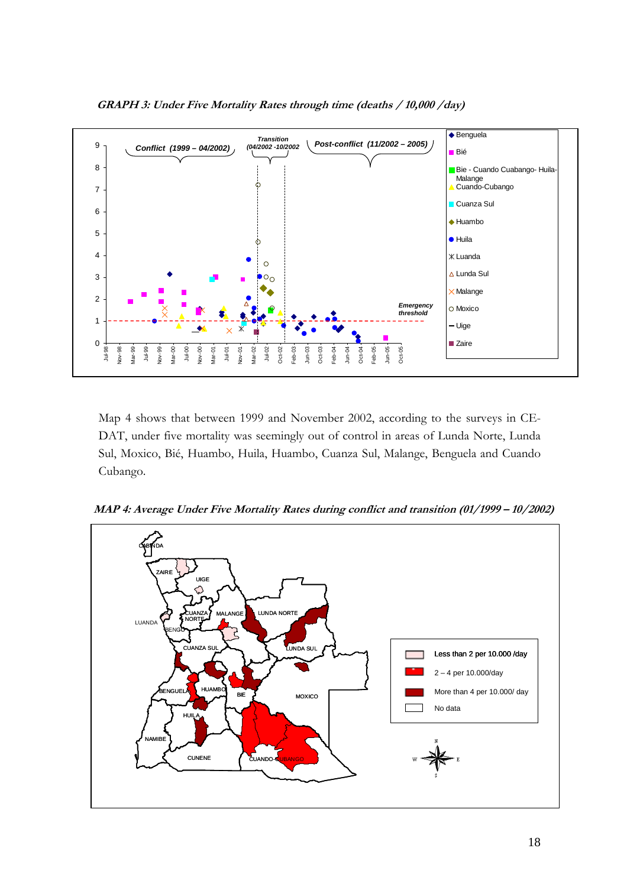*GRAPH 3: Under Five Mortality Rates through time (deaths / 10,000 /day)*

Map 4 shows that between 1999 and November 2002, according to the surveys in CE-DAT, under five mortality was seemingly out of control in areas of Lunda Norte, Lunda Sul, Moxico, Bié, Huambo, Huila, Huambo, Cuanza Sul, Malange, Benguela and Cuando Cubango.

*MAP 4: Average Under Five Mortality Rates during conflict and transition (01/1999 – 10/2002)*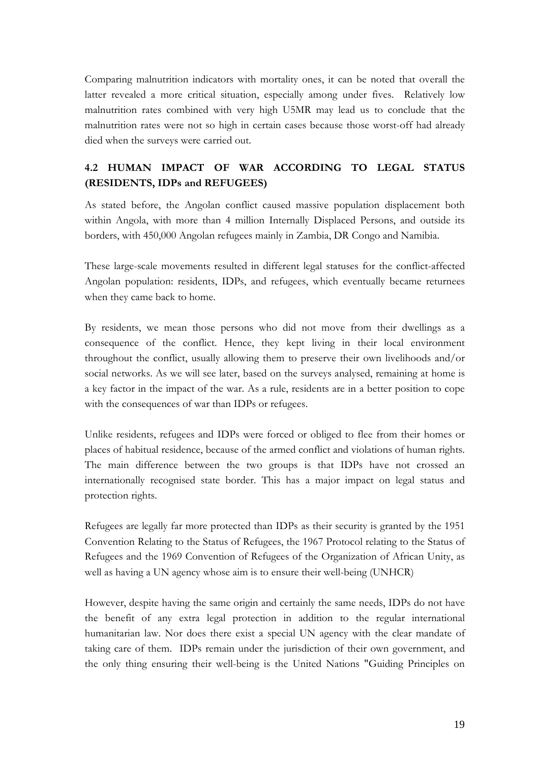Comparing malnutrition indicators with mortality ones, it can be noted that overall the latter revealed a more critical situation, especially among under fives. Relatively low malnutrition rates combined with very high U5MR may lead us to conclude that the malnutrition rates were not so high in certain cases because those worst-off had already died when the surveys were carried out.

### 4.2 HUMAN IMPACT OF WAR ACCORDING TO LEGAL STATUS (RESIDENTS, IDPs and REFUGEES)

As stated before, the Angolan conflict caused massive population displacement both within Angola, with more than 4 million Internally Displaced Persons, and outside its borders, with 450,000 Angolan refugees mainly in Zambia, DR Congo and Namibia.

These large-scale movements resulted in different legal statuses for the conflict-affected Angolan population: residents, IDPs, and refugees, which eventually became returnees when they came back to home.

By residents, we mean those persons who did not move from their dwellings as a consequence of the conflict. Hence, they kept living in their local environment throughout the conflict, usually allowing them to preserve their own livelihoods and/or social networks. As we will see later, based on the surveys analysed, remaining at home is a key factor in the impact of the war. As a rule, residents are in a better position to cope with the consequences of war than IDPs or refugees.

Unlike residents, refugees and IDPs were forced or obliged to flee from their homes or places of habitual residence, because of the armed conflict and violations of human rights. The main difference between the two groups is that IDPs have not crossed an internationally recognised state border. This has a major impact on legal status and protection rights.

Refugees are legally far more protected than IDPs as their security is granted by the 1951 Convention Relating to the Status of Refugees, the 1967 Protocol relating to the Status of Refugees and the 1969 Convention of Refugees of the Organization of African Unity, as well as having a UN agency whose aim is to ensure their well-being (UNHCR)

However, despite having the same origin and certainly the same needs, IDPs do not have the benefit of any extra legal protection in addition to the regular international humanitarian law. Nor does there exist a special UN agency with the clear mandate of taking care of them. IDPs remain under the jurisdiction of their own government, and the only thing ensuring their well-being is the United Nations "Guiding Principles on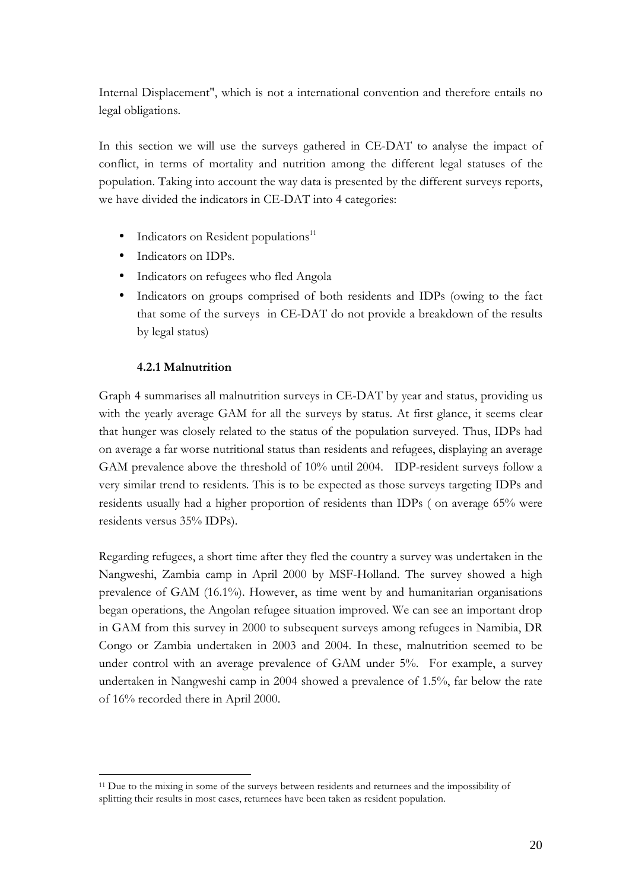Internal Displacement", which is not a international convention and therefore entails no legal obligations.

In this section we will use the surveys gathered in CE-DAT to analyse the impact of conflict, in terms of mortality and nutrition among the different legal statuses of the population. Taking into account the way data is presented by the different surveys reports, we have divided the indicators in CE-DAT into 4 categories:

- Indicators on Resident populations[11]
- Indicators on IDPs.
- Indicators on refugees who fled Angola
- Indicators on groups comprised of both residents and IDPs (owing to the fact that some of the surveys in CE-DAT do not provide a breakdown of the results by legal status)

#### 4.2.1 Malnutrition

Graph 4 summarises all malnutrition surveys in CE-DAT by year and status, providing us with the yearly average GAM for all the surveys by status. At first glance, it seems clear that hunger was closely related to the status of the population surveyed. Thus, IDPs had on average a far worse nutritional status than residents and refugees, displaying an average GAM prevalence above the threshold of 10% until 2004. IDP-resident surveys follow a very similar trend to residents. This is to be expected as those surveys targeting IDPs and residents usually had a higher proportion of residents than IDPs ( on average 65% were residents versus 35% IDPs).

Regarding refugees, a short time after they fled the country a survey was undertaken in the Nangweshi, Zambia camp in April 2000 by MSF-Holland. The survey showed a high prevalence of GAM (16.1%). However, as time went by and humanitarian organisations began operations, the Angolan refugee situation improved. We can see an important drop in GAM from this survey in 2000 to subsequent surveys among refugees in Namibia, DR Congo or Zambia undertaken in 2003 and 2004. In these, malnutrition seemed to be under control with an average prevalence of GAM under 5%. For example, a survey undertaken in Nangweshi camp in 2004 showed a prevalence of 1.5%, far below the rate of 16% recorded there in April 2000.

---

[11] Due to the mixing in some of the surveys between residents and returnees and the impossibility of splitting their results in most cases, returnees have been taken as resident population.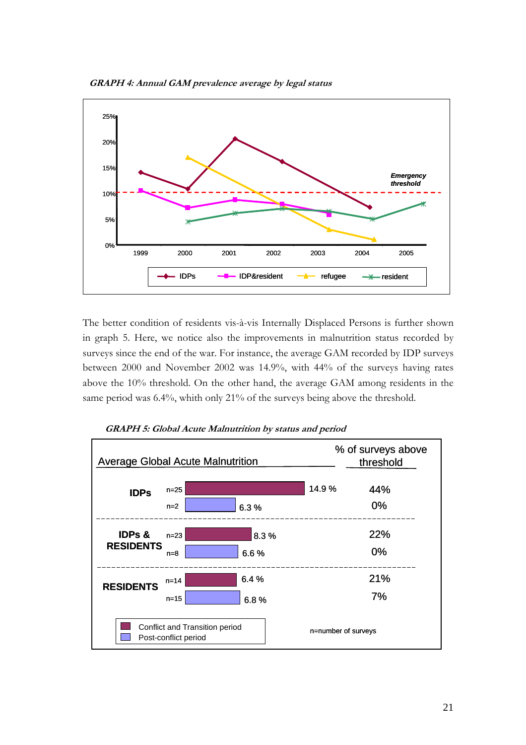*GRAPH 4: Annual GAM prevalence average by legal status*

The better condition of residents vis-à-vis Internally Displaced Persons is further shown in graph 5. Here, we notice also the improvements in malnutrition status recorded by surveys since the end of the war. For instance, the average GAM recorded by IDP surveys between 2000 and November 2002 was 14.9%, with 44% of the surveys having rates above the 10% threshold. On the other hand, the average GAM among residents in the same period was 6.4%, whith only 21% of the surveys being above the threshold.

*GRAPH 5: Global Acute Malnutrition by status and period*

| Status | Period | n | Average Global Acute Malnutrition | % of surveys above threshold |
|---|---|---|---|---|
| IDPs | Conflict and Transition period | n=25 | 14.9 % | 44% |
| | Post-conflict period | n=2 | 6.3 % | 0% |
| IDPs & RESIDENTS | Conflict and Transition period | n=23 | 8.3 % | 22% |
| | Post-conflict period | n=8 | 6.6 % | 0% |
| RESIDENTS | Conflict and Transition period | n=14 | 6.4 % | 21% |
| | Post-conflict period | n=15 | 6.8 % | 7% |

n=number of surveys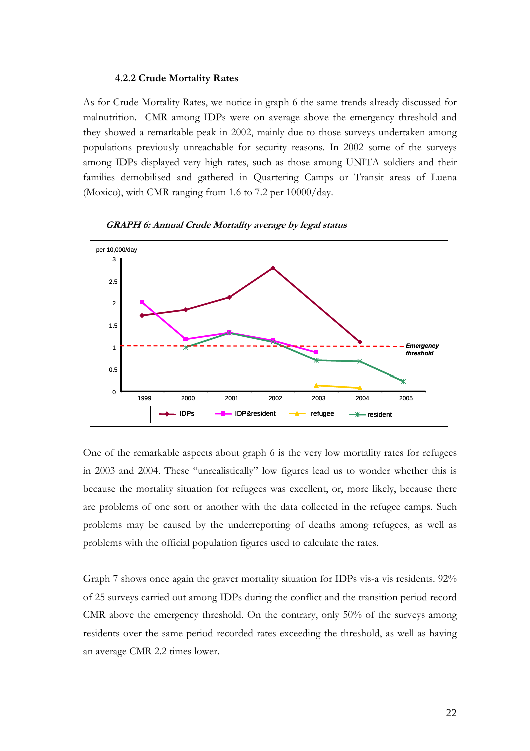#### 4.2.2 Crude Mortality Rates

As for Crude Mortality Rates, we notice in graph 6 the same trends already discussed for malnutrition. CMR among IDPs were on average above the emergency threshold and they showed a remarkable peak in 2002, mainly due to those surveys undertaken among populations previously unreachable for security reasons. In 2002 some of the surveys among IDPs displayed very high rates, such as those among UNITA soldiers and their families demobilised and gathered in Quartering Camps or Transit areas of Luena (Moxico), with CMR ranging from 1.6 to 7.2 per 10000/day.

***GRAPH 6: Annual Crude Mortality average by legal status***

One of the remarkable aspects about graph 6 is the very low mortality rates for refugees in 2003 and 2004. These "unrealistically" low figures lead us to wonder whether this is because the mortality situation for refugees was excellent, or, more likely, because there are problems of one sort or another with the data collected in the refugee camps. Such problems may be caused by the underreporting of deaths among refugees, as well as problems with the official population figures used to calculate the rates.

Graph 7 shows once again the graver mortality situation for IDPs vis-a vis residents. 92% of 25 surveys carried out among IDPs during the conflict and the transition period record CMR above the emergency threshold. On the contrary, only 50% of the surveys among residents over the same period recorded rates exceeding the threshold, as well as having an average CMR 2.2 times lower.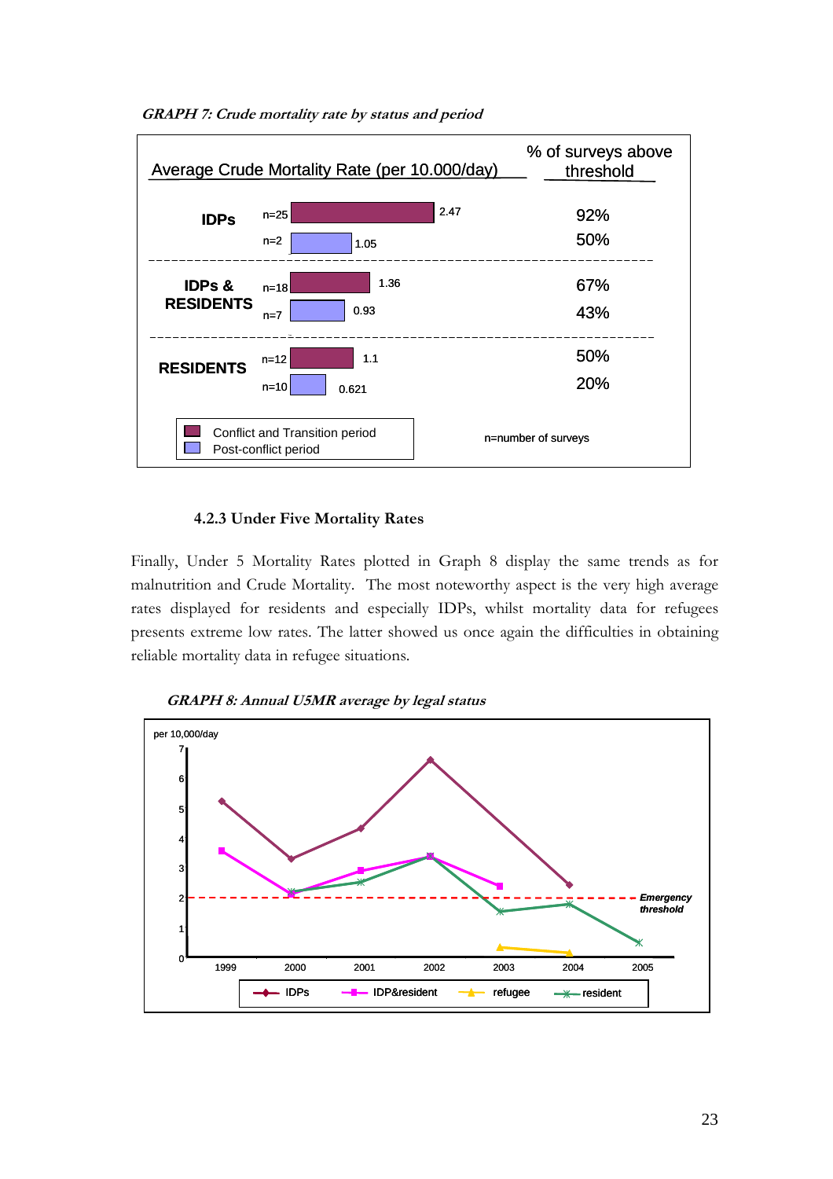*GRAPH 7: Crude mortality rate by status and period*

| | n | Average Crude Mortality Rate (per 10.000/day) | % of surveys above threshold |
|---|---|---|---|
| IDPs | n=25 | 2.47 | 92% |
| | n=2 | 1.05 | 50% |
| IDPs & RESIDENTS | n=18 | 1.36 | 67% |
| | n=7 | 0.93 | 43% |
| RESIDENTS | n=12 | 1.1 | 50% |
| | n=10 | 0.621 | 20% |

Legend: Conflict and Transition period (first row of each group); Post-conflict period (second row of each group). n=number of surveys

### 4.2.3 Under Five Mortality Rates

Finally, Under 5 Mortality Rates plotted in Graph 8 display the same trends as for malnutrition and Crude Mortality. The most noteworthy aspect is the very high average rates displayed for residents and especially IDPs, whilst mortality data for refugees presents extreme low rates. The latter showed us once again the difficulties in obtaining reliable mortality data in refugee situations.

*GRAPH 8: Annual U5MR average by legal status*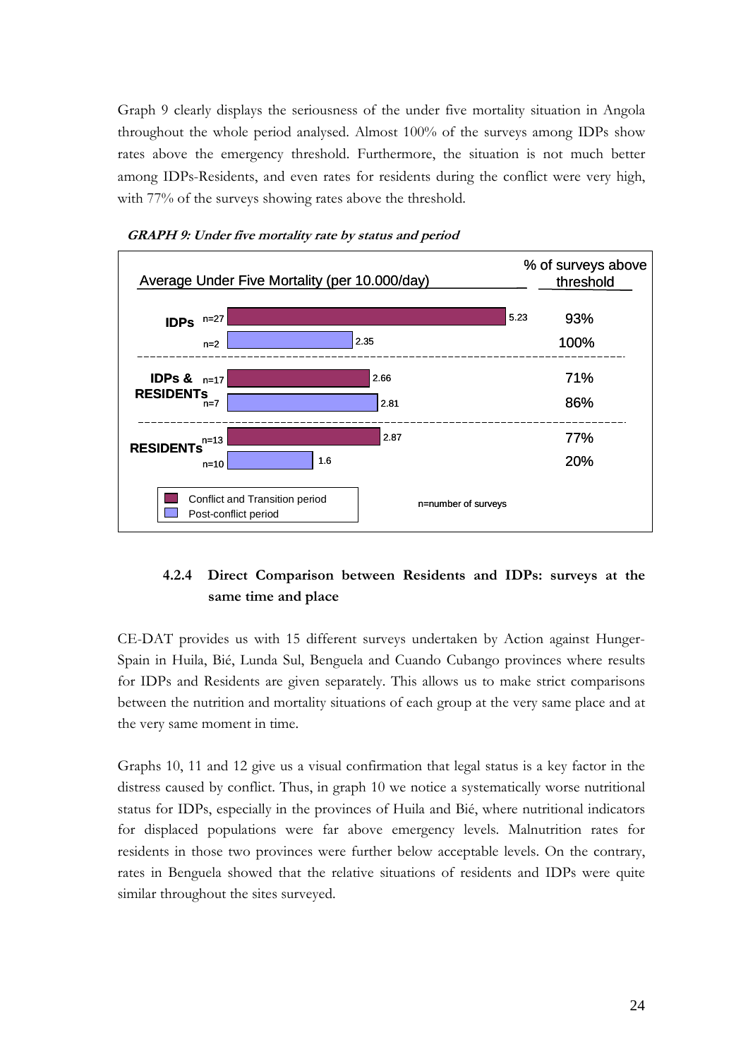Graph 9 clearly displays the seriousness of the under five mortality situation in Angola throughout the whole period analysed. Almost 100% of the surveys among IDPs show rates above the emergency threshold. Furthermore, the situation is not much better among IDPs-Residents, and even rates for residents during the conflict were very high, with 77% of the surveys showing rates above the threshold.

***GRAPH 9: Under five mortality rate by status and period***

| Status | Period | n | Average Under Five Mortality (per 10.000/day) | % of surveys above threshold |
|---|---|---|---|---|
| IDPs | Conflict and Transition period | n=27 | 5.23 | 93% |
| | Post-conflict period | n=2 | 2.35 | 100% |
| IDPs & RESIDENTs | Conflict and Transition period | n=17 | 2.66 | 71% |
| | Post-conflict period | n=7 | 2.81 | 86% |
| RESIDENTs | Conflict and Transition period | n=13 | 2.87 | 77% |
| | Post-conflict period | n=10 | 1.6 | 20% |

n=number of surveys

### 4.2.4 Direct Comparison between Residents and IDPs: surveys at the same time and place

CE-DAT provides us with 15 different surveys undertaken by Action against Hunger-Spain in Huila, Bié, Lunda Sul, Benguela and Cuando Cubango provinces where results for IDPs and Residents are given separately. This allows us to make strict comparisons between the nutrition and mortality situations of each group at the very same place and at the very same moment in time.

Graphs 10, 11 and 12 give us a visual confirmation that legal status is a key factor in the distress caused by conflict. Thus, in graph 10 we notice a systematically worse nutritional status for IDPs, especially in the provinces of Huila and Bié, where nutritional indicators for displaced populations were far above emergency levels. Malnutrition rates for residents in those two provinces were further below acceptable levels. On the contrary, rates in Benguela showed that the relative situations of residents and IDPs were quite similar throughout the sites surveyed.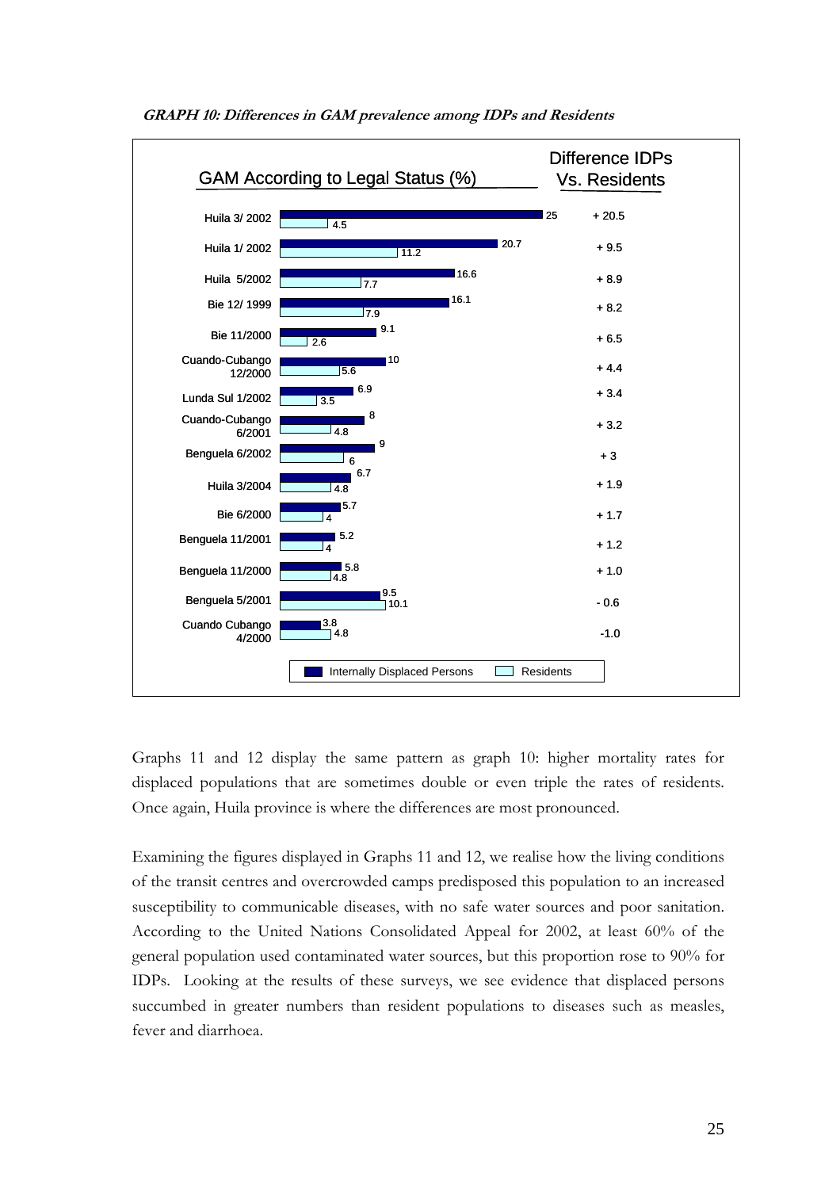**GRAPH 10: Differences in GAM prevalence among IDPs and Residents**

GAM According to Legal Status (%)

| | Internally Displaced Persons | Residents | Difference IDPs Vs. Residents |
|---|---|---|---|
| Huila 3/ 2002 | 25 | 4.5 | + 20.5 |
| Huila 1/ 2002 | 20.7 | 11.2 | + 9.5 |
| Huila 5/2002 | 16.6 | 7.7 | + 8.9 |
| Bie 12/ 1999 | 16.1 | 7.9 | + 8.2 |
| Bie 11/2000 | 9.1 | 2.6 | + 6.5 |
| Cuando-Cubango 12/2000 | 10 | 5.6 | + 4.4 |
| Lunda Sul 1/2002 | 6.9 | 3.5 | + 3.4 |
| Cuando-Cubango 6/2001 | 8 | 4.8 | + 3.2 |
| Benguela 6/2002 | 9 | 6 | + 3 |
| Huila 3/2004 | 6.7 | 4.8 | + 1.9 |
| Bie 6/2000 | 5.7 | 4 | + 1.7 |
| Benguela 11/2001 | 5.2 | 4 | + 1.2 |
| Benguela 11/2000 | 5.8 | 4.8 | + 1.0 |
| Benguela 5/2001 | 9.5 | 10.1 | - 0.6 |
| Cuando Cubango 4/2000 | 3.8 | 4.8 | -1.0 |

Graphs 11 and 12 display the same pattern as graph 10: higher mortality rates for displaced populations that are sometimes double or even triple the rates of residents. Once again, Huila province is where the differences are most pronounced.

Examining the figures displayed in Graphs 11 and 12, we realise how the living conditions of the transit centres and overcrowded camps predisposed this population to an increased susceptibility to communicable diseases, with no safe water sources and poor sanitation. According to the United Nations Consolidated Appeal for 2002, at least 60% of the general population used contaminated water sources, but this proportion rose to 90% for IDPs. Looking at the results of these surveys, we see evidence that displaced persons succumbed in greater numbers than resident populations to diseases such as measles, fever and diarrhoea.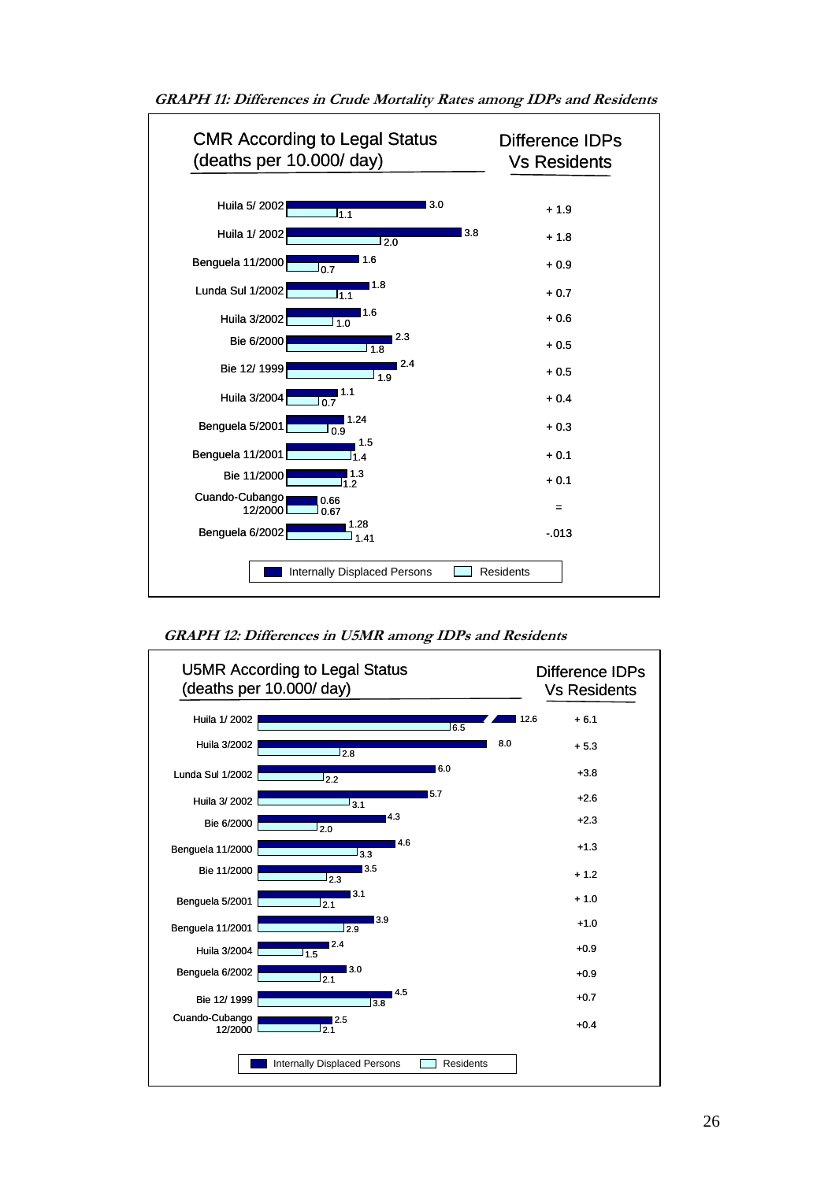**GRAPH 11: Differences in Crude Mortality Rates among IDPs and Residents**

CMR According to Legal Status (deaths per 10.000/ day)

| | Internally Displaced Persons | Residents | Difference IDPs Vs Residents |
|---|---|---|---|
| Huila 5/ 2002 | 3.0 | 1.1 | + 1.9 |
| Huila 1/ 2002 | 3.8 | 2.0 | + 1.8 |
| Benguela 11/2000 | 1.6 | 0.7 | + 0.9 |
| Lunda Sul 1/2002 | 1.8 | 1.1 | + 0.7 |
| Huila 3/2002 | 1.6 | 1.0 | + 0.6 |
| Bie 6/2000 | 2.3 | 1.8 | + 0.5 |
| Bie 12/ 1999 | 2.4 | 1.9 | + 0.5 |
| Huila 3/2004 | 1.1 | 0.7 | + 0.4 |
| Benguela 5/2001 | 1.24 | 0.9 | + 0.3 |
| Benguela 11/2001 | 1.5 | 1.4 | + 0.1 |
| Bie 11/2000 | 1.3 | 1.2 | + 0.1 |
| Cuando-Cubango 12/2000 | 0.66 | 0.67 | = |
| Benguela 6/2002 | 1.28 | 1.41 | -.013 |

**GRAPH 12: Differences in U5MR among IDPs and Residents**

U5MR According to Legal Status (deaths per 10.000/ day)

| | Internally Displaced Persons | Residents | Difference IDPs Vs Residents |
|---|---|---|---|
| Huila 1/ 2002 | 12.6 | 6.5 | + 6.1 |
| Huila 3/2002 | 8.0 | 2.8 | + 5.3 |
| Lunda Sul 1/2002 | 6.0 | 2.2 | +3.8 |
| Huila 3/ 2002 | 5.7 | 3.1 | +2.6 |
| Bie 6/2000 | 4.3 | 2.0 | +2.3 |
| Benguela 11/2000 | 4.6 | 3.3 | +1.3 |
| Bie 11/2000 | 3.5 | 2.3 | + 1.2 |
| Benguela 5/2001 | 3.1 | 2.1 | + 1.0 |
| Benguela 11/2001 | 3.9 | 2.9 | +1.0 |
| Huila 3/2004 | 2.4 | 1.5 | +0.9 |
| Benguela 6/2002 | 3.0 | 2.1 | +0.9 |
| Bie 12/ 1999 | 4.5 | 3.8 | +0.7 |
| Cuando-Cubango 12/2000 | 2.5 | 2.1 | +0.4 |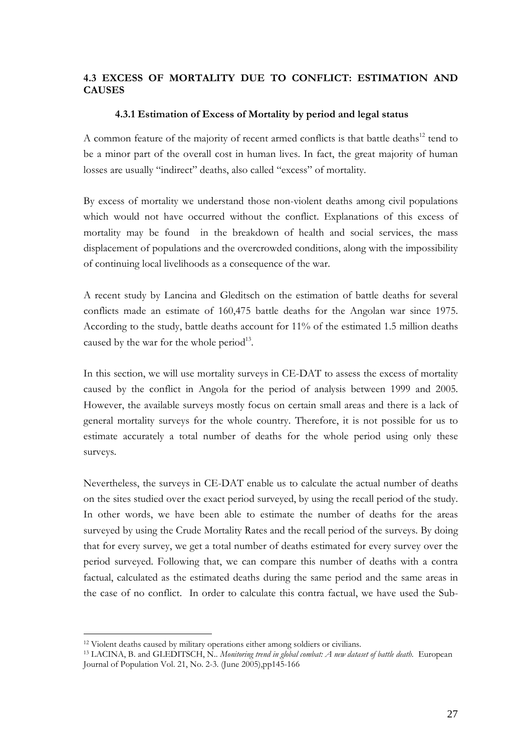### 4.3 EXCESS OF MORTALITY DUE TO CONFLICT: ESTIMATION AND CAUSES

#### 4.3.1 Estimation of Excess of Mortality by period and legal status

A common feature of the majority of recent armed conflicts is that battle deaths[12] tend to be a minor part of the overall cost in human lives. In fact, the great majority of human losses are usually "indirect" deaths, also called "excess" of mortality.

By excess of mortality we understand those non-violent deaths among civil populations which would not have occurred without the conflict. Explanations of this excess of mortality may be found in the breakdown of health and social services, the mass displacement of populations and the overcrowded conditions, along with the impossibility of continuing local livelihoods as a consequence of the war.

A recent study by Lancina and Gleditsch on the estimation of battle deaths for several conflicts made an estimate of 160,475 battle deaths for the Angolan war since 1975. According to the study, battle deaths account for 11% of the estimated 1.5 million deaths caused by the war for the whole period[13].

In this section, we will use mortality surveys in CE-DAT to assess the excess of mortality caused by the conflict in Angola for the period of analysis between 1999 and 2005. However, the available surveys mostly focus on certain small areas and there is a lack of general mortality surveys for the whole country. Therefore, it is not possible for us to estimate accurately a total number of deaths for the whole period using only these surveys.

Nevertheless, the surveys in CE-DAT enable us to calculate the actual number of deaths on the sites studied over the exact period surveyed, by using the recall period of the study. In other words, we have been able to estimate the number of deaths for the areas surveyed by using the Crude Mortality Rates and the recall period of the surveys. By doing that for every survey, we get a total number of deaths estimated for every survey over the period surveyed. Following that, we can compare this number of deaths with a contra factual, calculated as the estimated deaths during the same period and the same areas in the case of no conflict. In order to calculate this contra factual, we have used the Sub-

---

[12] Violent deaths caused by military operations either among soldiers or civilians.

[13] LACINA, B. and GLEDITSCH, N.. *Monitoring trend in global combat: A new dataset of battle death.* European Journal of Population Vol. 21, No. 2-3. (June 2005),pp145-166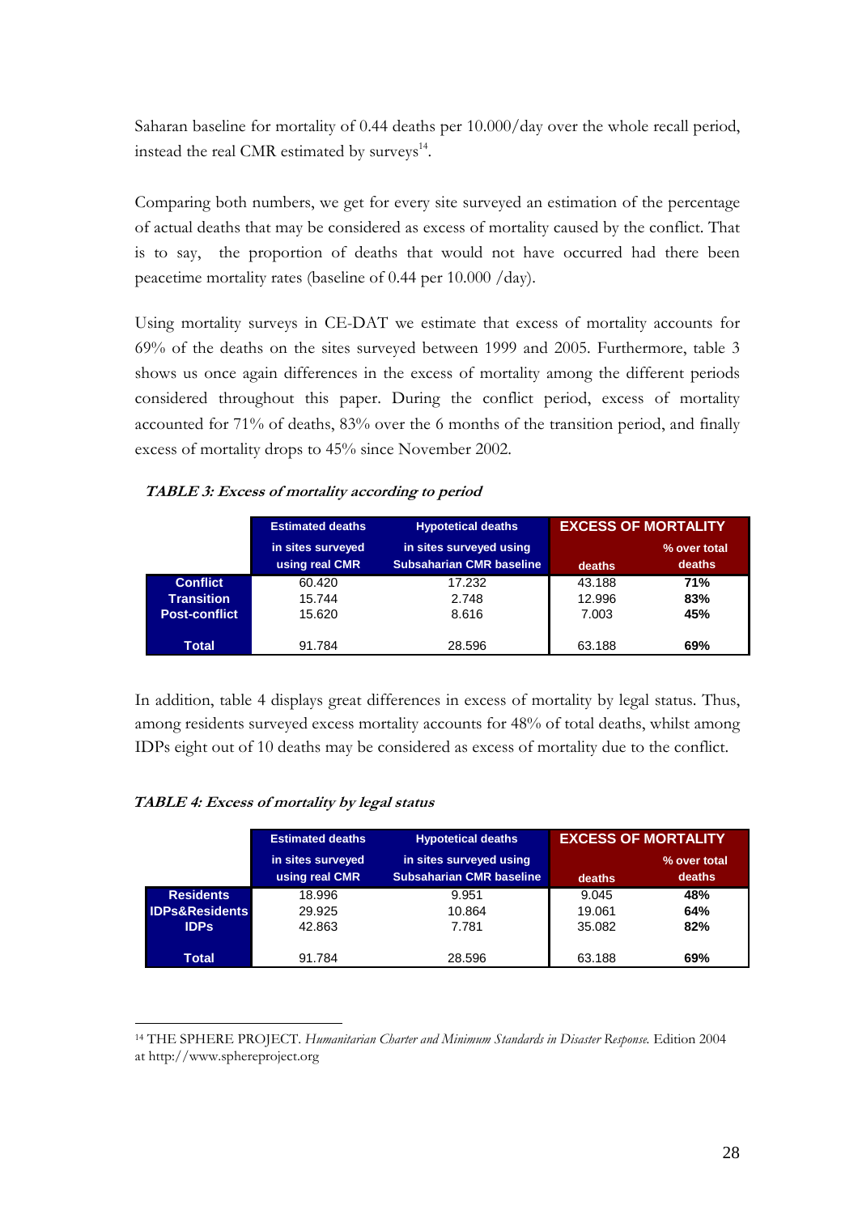Saharan baseline for mortality of 0.44 deaths per 10.000/day over the whole recall period, instead the real CMR estimated by surveys[14].

Comparing both numbers, we get for every site surveyed an estimation of the percentage of actual deaths that may be considered as excess of mortality caused by the conflict. That is to say, the proportion of deaths that would not have occurred had there been peacetime mortality rates (baseline of 0.44 per 10.000 /day).

Using mortality surveys in CE-DAT we estimate that excess of mortality accounts for 69% of the deaths on the sites surveyed between 1999 and 2005. Furthermore, table 3 shows us once again differences in the excess of mortality among the different periods considered throughout this paper. During the conflict period, excess of mortality accounted for 71% of deaths, 83% over the 6 months of the transition period, and finally excess of mortality drops to 45% since November 2002.

***TABLE 3: Excess of mortality according to period***

| | Estimated deaths | Hypotetical deaths | EXCESS OF MORTALITY | |
|---|---|---|---|---|
| | in sites surveyed using real CMR | in sites surveyed using Subsaharian CMR baseline | deaths | % over total deaths |
| **Conflict** | 60.420 | 17.232 | 43.188 | **71%** |
| **Transition** | 15.744 | 2.748 | 12.996 | **83%** |
| **Post-conflict** | 15.620 | 8.616 | 7.003 | **45%** |
| **Total** | 91.784 | 28.596 | 63.188 | **69%** |

In addition, table 4 displays great differences in excess of mortality by legal status. Thus, among residents surveyed excess mortality accounts for 48% of total deaths, whilst among IDPs eight out of 10 deaths may be considered as excess of mortality due to the conflict.

***TABLE 4: Excess of mortality by legal status***

| | Estimated deaths | Hypotetical deaths | EXCESS OF MORTALITY | |
|---|---|---|---|---|
| | in sites surveyed using real CMR | in sites surveyed using Subsaharian CMR baseline | deaths | % over total deaths |
| **Residents** | 18.996 | 9.951 | 9.045 | **48%** |
| **IDPs&Residents** | 29.925 | 10.864 | 19.061 | **64%** |
| **IDPs** | 42.863 | 7.781 | 35.082 | **82%** |
| **Total** | 91.784 | 28.596 | 63.188 | **69%** |

[14] THE SPHERE PROJECT. *Humanitarian Charter and Minimum Standards in Disaster Response.* Edition 2004 at http://www.sphereproject.org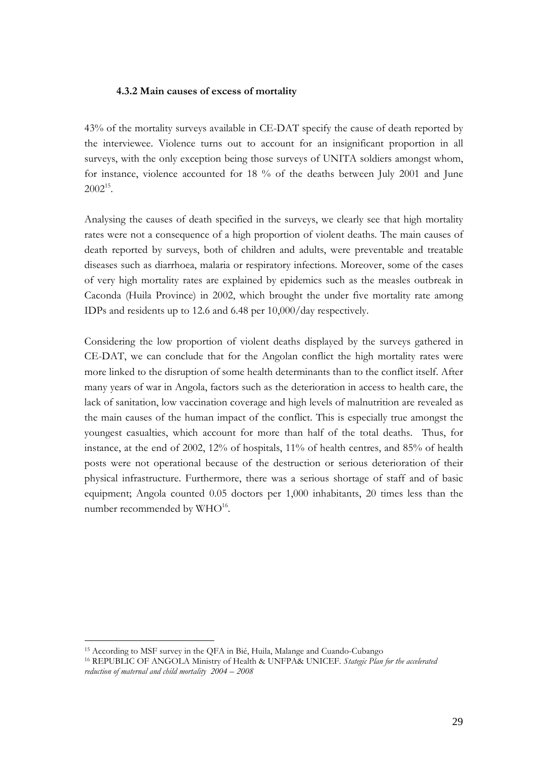#### 4.3.2 Main causes of excess of mortality

43% of the mortality surveys available in CE-DAT specify the cause of death reported by the interviewee. Violence turns out to account for an insignificant proportion in all surveys, with the only exception being those surveys of UNITA soldiers amongst whom, for instance, violence accounted for 18 % of the deaths between July 2001 and June 2002[15].

Analysing the causes of death specified in the surveys, we clearly see that high mortality rates were not a consequence of a high proportion of violent deaths. The main causes of death reported by surveys, both of children and adults, were preventable and treatable diseases such as diarrhoea, malaria or respiratory infections. Moreover, some of the cases of very high mortality rates are explained by epidemics such as the measles outbreak in Caconda (Huila Province) in 2002, which brought the under five mortality rate among IDPs and residents up to 12.6 and 6.48 per 10,000/day respectively.

Considering the low proportion of violent deaths displayed by the surveys gathered in CE-DAT, we can conclude that for the Angolan conflict the high mortality rates were more linked to the disruption of some health determinants than to the conflict itself. After many years of war in Angola, factors such as the deterioration in access to health care, the lack of sanitation, low vaccination coverage and high levels of malnutrition are revealed as the main causes of the human impact of the conflict. This is especially true amongst the youngest casualties, which account for more than half of the total deaths. Thus, for instance, at the end of 2002, 12% of hospitals, 11% of health centres, and 85% of health posts were not operational because of the destruction or serious deterioration of their physical infrastructure. Furthermore, there was a serious shortage of staff and of basic equipment; Angola counted 0.05 doctors per 1,000 inhabitants, 20 times less than the number recommended by WHO[16].

---

[15] According to MSF survey in the QFA in Bié, Huila, Malange and Cuando-Cubango

[16] REPUBLIC OF ANGOLA Ministry of Health & UNFPA& UNICEF. *Stategic Plan for the accelerated reduction of maternal and child mortality 2004 – 2008*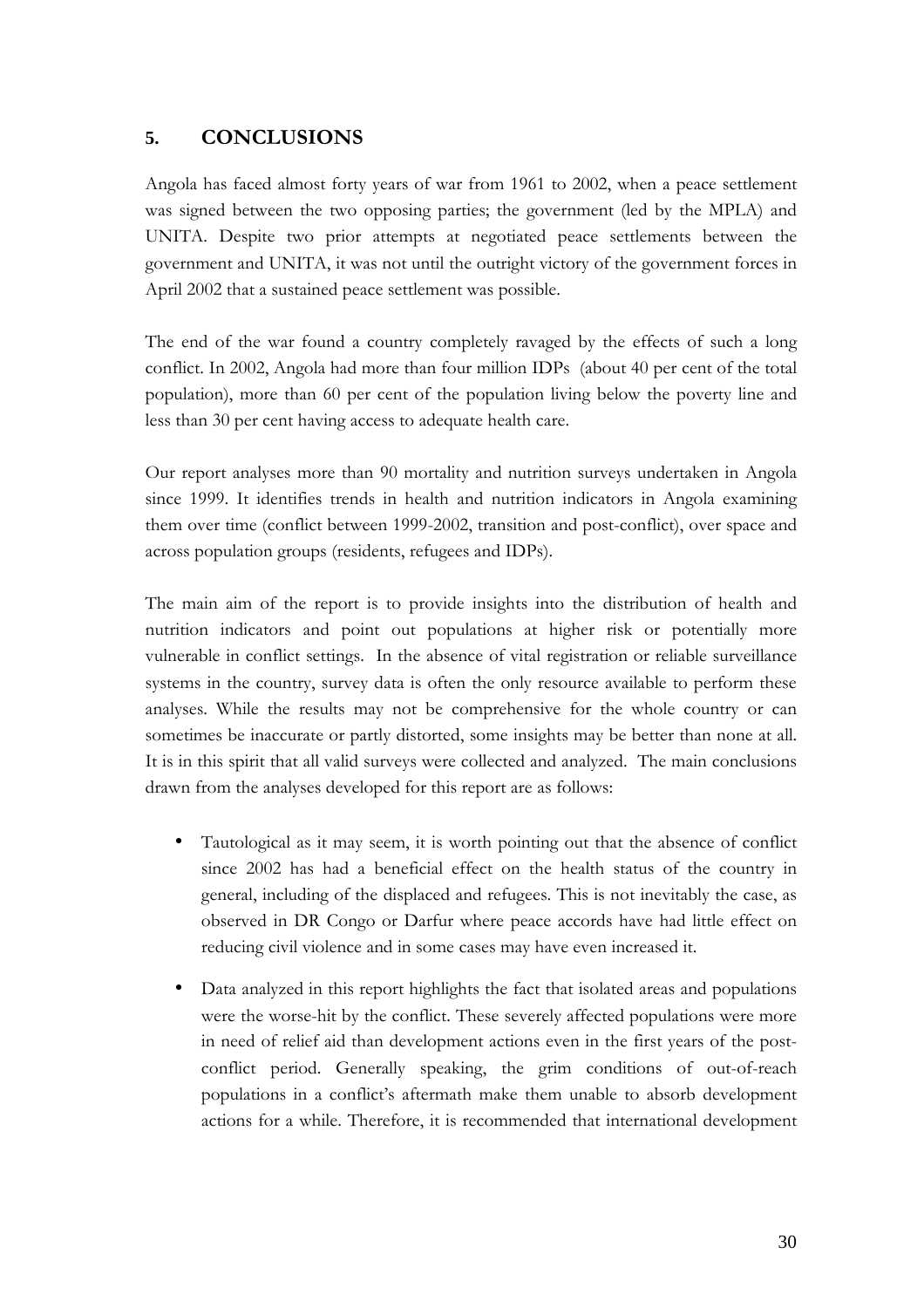## 5. CONCLUSIONS

Angola has faced almost forty years of war from 1961 to 2002, when a peace settlement was signed between the two opposing parties; the government (led by the MPLA) and UNITA. Despite two prior attempts at negotiated peace settlements between the government and UNITA, it was not until the outright victory of the government forces in April 2002 that a sustained peace settlement was possible.

The end of the war found a country completely ravaged by the effects of such a long conflict. In 2002, Angola had more than four million IDPs (about 40 per cent of the total population), more than 60 per cent of the population living below the poverty line and less than 30 per cent having access to adequate health care.

Our report analyses more than 90 mortality and nutrition surveys undertaken in Angola since 1999. It identifies trends in health and nutrition indicators in Angola examining them over time (conflict between 1999-2002, transition and post-conflict), over space and across population groups (residents, refugees and IDPs).

The main aim of the report is to provide insights into the distribution of health and nutrition indicators and point out populations at higher risk or potentially more vulnerable in conflict settings. In the absence of vital registration or reliable surveillance systems in the country, survey data is often the only resource available to perform these analyses. While the results may not be comprehensive for the whole country or can sometimes be inaccurate or partly distorted, some insights may be better than none at all. It is in this spirit that all valid surveys were collected and analyzed. The main conclusions drawn from the analyses developed for this report are as follows:

- Tautological as it may seem, it is worth pointing out that the absence of conflict since 2002 has had a beneficial effect on the health status of the country in general, including of the displaced and refugees. This is not inevitably the case, as observed in DR Congo or Darfur where peace accords have had little effect on reducing civil violence and in some cases may have even increased it.
- Data analyzed in this report highlights the fact that isolated areas and populations were the worse-hit by the conflict. These severely affected populations were more in need of relief aid than development actions even in the first years of the post-conflict period. Generally speaking, the grim conditions of out-of-reach populations in a conflict's aftermath make them unable to absorb development actions for a while. Therefore, it is recommended that international development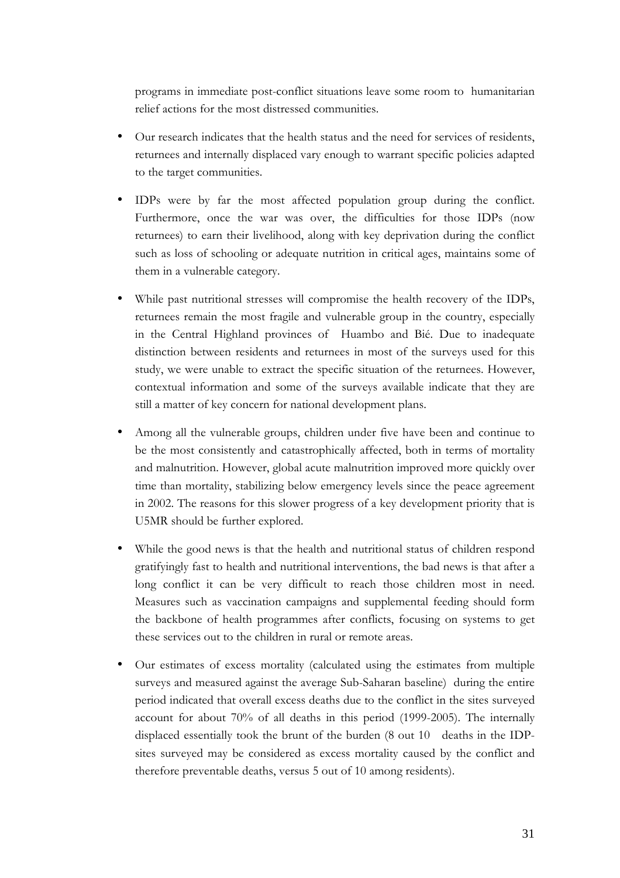programs in immediate post-conflict situations leave some room to humanitarian relief actions for the most distressed communities.

- Our research indicates that the health status and the need for services of residents, returnees and internally displaced vary enough to warrant specific policies adapted to the target communities.
- IDPs were by far the most affected population group during the conflict. Furthermore, once the war was over, the difficulties for those IDPs (now returnees) to earn their livelihood, along with key deprivation during the conflict such as loss of schooling or adequate nutrition in critical ages, maintains some of them in a vulnerable category.
- While past nutritional stresses will compromise the health recovery of the IDPs, returnees remain the most fragile and vulnerable group in the country, especially in the Central Highland provinces of Huambo and Bié. Due to inadequate distinction between residents and returnees in most of the surveys used for this study, we were unable to extract the specific situation of the returnees. However, contextual information and some of the surveys available indicate that they are still a matter of key concern for national development plans.
- Among all the vulnerable groups, children under five have been and continue to be the most consistently and catastrophically affected, both in terms of mortality and malnutrition. However, global acute malnutrition improved more quickly over time than mortality, stabilizing below emergency levels since the peace agreement in 2002. The reasons for this slower progress of a key development priority that is U5MR should be further explored.
- While the good news is that the health and nutritional status of children respond gratifyingly fast to health and nutritional interventions, the bad news is that after a long conflict it can be very difficult to reach those children most in need. Measures such as vaccination campaigns and supplemental feeding should form the backbone of health programmes after conflicts, focusing on systems to get these services out to the children in rural or remote areas.
- Our estimates of excess mortality (calculated using the estimates from multiple surveys and measured against the average Sub-Saharan baseline) during the entire period indicated that overall excess deaths due to the conflict in the sites surveyed account for about 70% of all deaths in this period (1999-2005). The internally displaced essentially took the brunt of the burden (8 out 10 deaths in the IDP-sites surveyed may be considered as excess mortality caused by the conflict and therefore preventable deaths, versus 5 out of 10 among residents).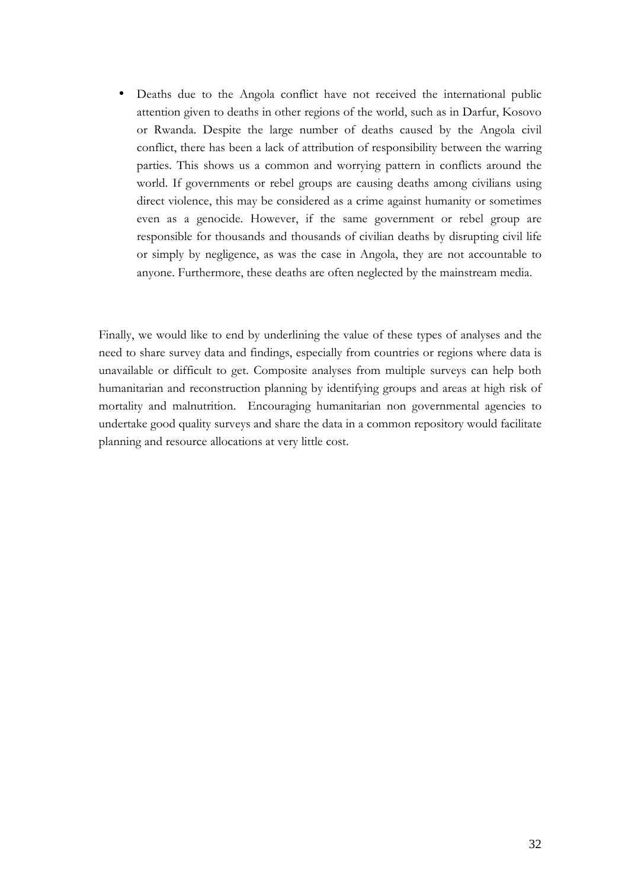- Deaths due to the Angola conflict have not received the international public attention given to deaths in other regions of the world, such as in Darfur, Kosovo or Rwanda. Despite the large number of deaths caused by the Angola civil conflict, there has been a lack of attribution of responsibility between the warring parties. This shows us a common and worrying pattern in conflicts around the world. If governments or rebel groups are causing deaths among civilians using direct violence, this may be considered as a crime against humanity or sometimes even as a genocide. However, if the same government or rebel group are responsible for thousands and thousands of civilian deaths by disrupting civil life or simply by negligence, as was the case in Angola, they are not accountable to anyone. Furthermore, these deaths are often neglected by the mainstream media.

Finally, we would like to end by underlining the value of these types of analyses and the need to share survey data and findings, especially from countries or regions where data is unavailable or difficult to get. Composite analyses from multiple surveys can help both humanitarian and reconstruction planning by identifying groups and areas at high risk of mortality and malnutrition. Encouraging humanitarian non governmental agencies to undertake good quality surveys and share the data in a common repository would facilitate planning and resource allocations at very little cost.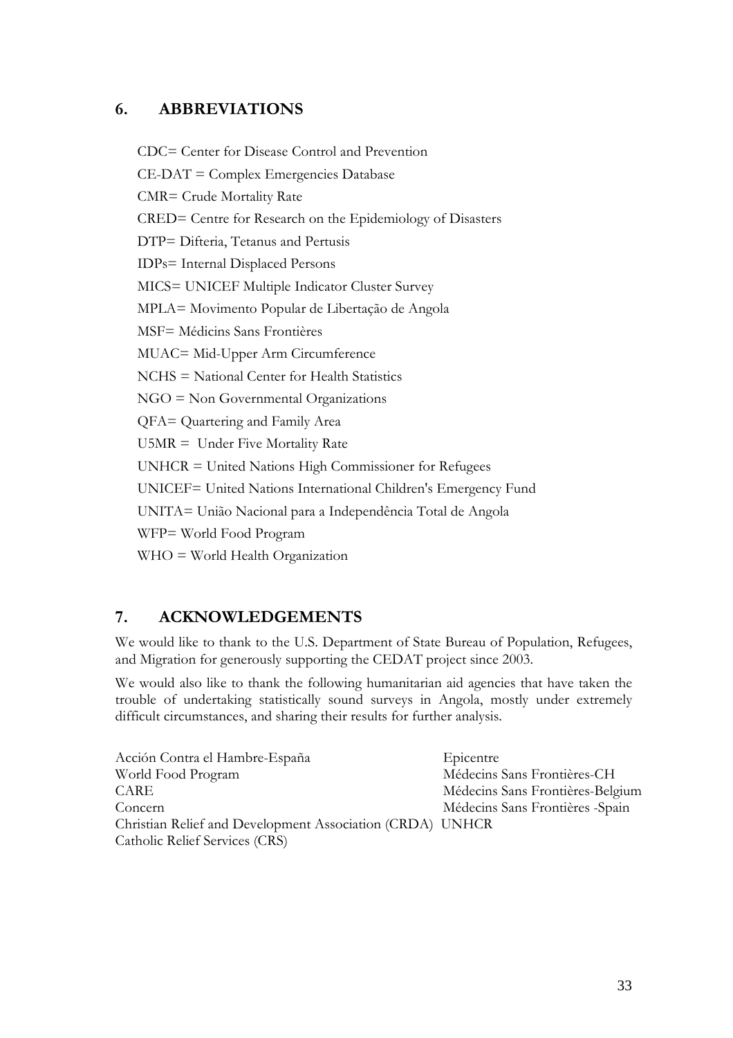## 6. ABBREVIATIONS

CDC= Center for Disease Control and Prevention

CE-DAT = Complex Emergencies Database

CMR= Crude Mortality Rate

CRED= Centre for Research on the Epidemiology of Disasters

DTP= Difteria, Tetanus and Pertusis

IDPs= Internal Displaced Persons

MICS= UNICEF Multiple Indicator Cluster Survey

MPLA= Movimento Popular de Libertação de Angola

MSF= Médicins Sans Frontières

MUAC= Mid-Upper Arm Circumference

NCHS = National Center for Health Statistics

NGO = Non Governmental Organizations

QFA= Quartering and Family Area

U5MR = Under Five Mortality Rate

UNHCR = United Nations High Commissioner for Refugees

UNICEF= United Nations International Children's Emergency Fund

UNITA= União Nacional para a Independência Total de Angola

WFP= World Food Program

WHO = World Health Organization

## 7. ACKNOWLEDGEMENTS

We would like to thank to the U.S. Department of State Bureau of Population, Refugees, and Migration for generously supporting the CEDAT project since 2003.

We would also like to thank the following humanitarian aid agencies that have taken the trouble of undertaking statistically sound surveys in Angola, mostly under extremely difficult circumstances, and sharing their results for further analysis.

Acción Contra el Hambre-España
World Food Program
CARE
Concern
Christian Relief and Development Association (CRDA)
Catholic Relief Services (CRS)
Epicentre
Médecins Sans Frontières-CH
Médecins Sans Frontières-Belgium
Médecins Sans Frontières -Spain
UNHCR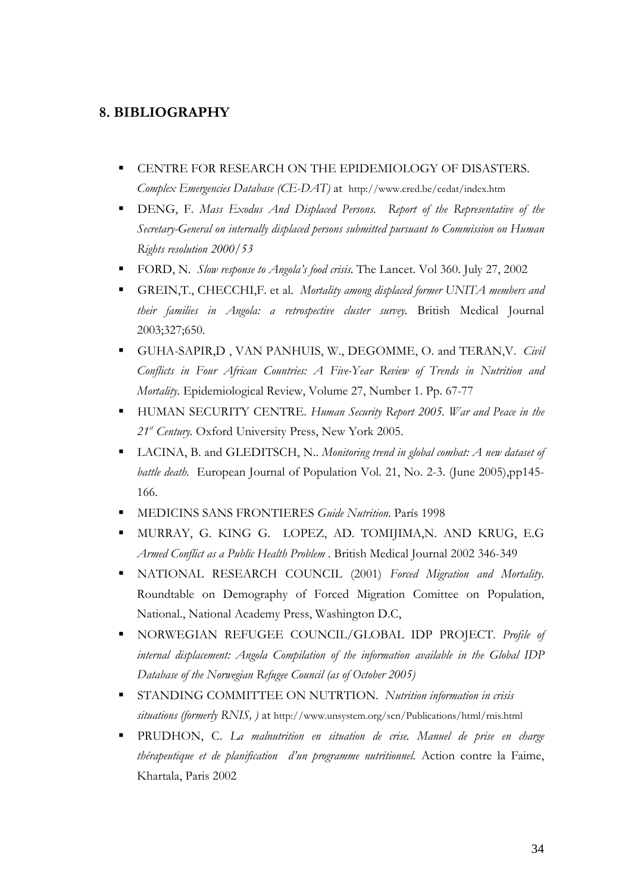## 8. BIBLIOGRAPHY

- CENTRE FOR RESEARCH ON THE EPIDEMIOLOGY OF DISASTERS. *Complex Emergencies Database (CE-DAT)* at http://www.cred.be/cedat/index.htm
- DENG, F. *Mass Exodus And Displaced Persons. Report of the Representative of the Secretary-General on internally displaced persons submitted pursuant to Commission on Human Rights resolution 2000/53*
- FORD, N. *Slow response to Angola's food crisis*. The Lancet. Vol 360. July 27, 2002
- GREIN,T., CHECCHI,F. et al. *Mortality among displaced former UNITA members and their families in Angola: a retrospective cluster survey*. British Medical Journal 2003;327;650.
- GUHA-SAPIR,D , VAN PANHUIS, W., DEGOMME, O. and TERAN,V. *Civil Conflicts in Four African Countries: A Five-Year Review of Trends in Nutrition and Mortality*. Epidemiological Review, Volume 27, Number 1. Pp. 67-77
- HUMAN SECURITY CENTRE. *Human Security Report 2005. War and Peace in the 21st Century*. Oxford University Press, New York 2005.
- LACINA, B. and GLEDITSCH, N.. *Monitoring trend in global combat: A new dataset of battle death*. European Journal of Population Vol. 21, No. 2-3. (June 2005),pp145-166.
- MEDICINS SANS FRONTIERES *Guide Nutrition*. París 1998
- MURRAY, G. KING G. LOPEZ, AD. TOMIJIMA,N. AND KRUG, E.G *Armed Conflict as a Public Health Problem* . British Medical Journal 2002 346-349
- NATIONAL RESEARCH COUNCIL (2001) *Forced Migration and Mortality*. Roundtable on Demography of Forced Migration Comittee on Population, National., National Academy Press, Washington D.C,
- NORWEGIAN REFUGEE COUNCIL/GLOBAL IDP PROJECT. *Profile of internal displacement: Angola Compilation of the information available in the Global IDP Database of the Norwegian Refugee Council (as of October 2005)*
- STANDING COMMITTEE ON NUTRTION. *Nutrition information in crisis situations (formerly RNIS, )* at http://www.unsystem.org/scn/Publications/html/rnis.html
- PRUDHON, C. *La malnutrition en situation de crise. Manuel de prise en charge thérapeutique et de planification d'un programme nutritionnel*. Action contre la Faime, Khartala, Paris 2002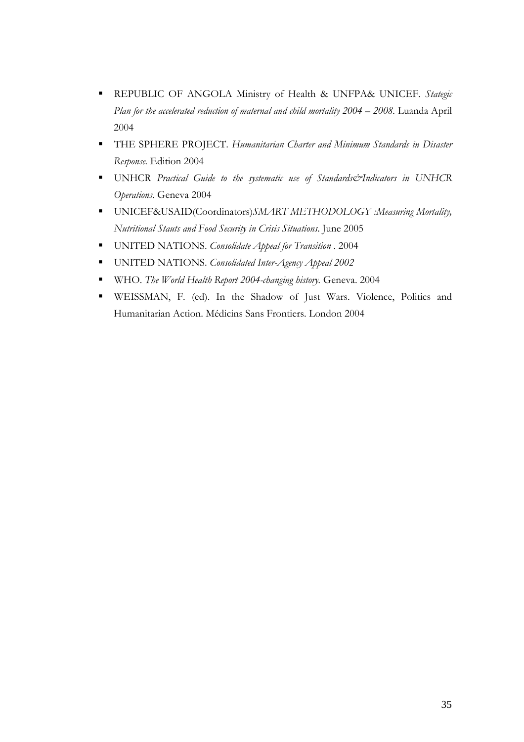- REPUBLIC OF ANGOLA Ministry of Health & UNFPA& UNICEF. *Stategic Plan for the accelerated reduction of maternal and child mortality 2004 – 2008*. Luanda April 2004
- THE SPHERE PROJECT. *Humanitarian Charter and Minimum Standards in Disaster Response.* Edition 2004
- UNHCR *Practical Guide to the systematic use of Standards&Indicators in UNHCR Operations*. Geneva 2004
- UNICEF&USAID(Coordinators)*SMART METHODOLOGY :Measuring Mortality, Nutritional Stauts and Food Security in Crisis Situations*. June 2005
- UNITED NATIONS. *Consolidate Appeal for Transition* . 2004
- UNITED NATIONS. *Consolidated Inter-Agency Appeal 2002*
- WHO. *The World Health Report 2004-changing history.* Geneva. 2004
- WEISSMAN, F. (ed). In the Shadow of Just Wars. Violence, Politics and Humanitarian Action. Médicins Sans Frontiers. London 2004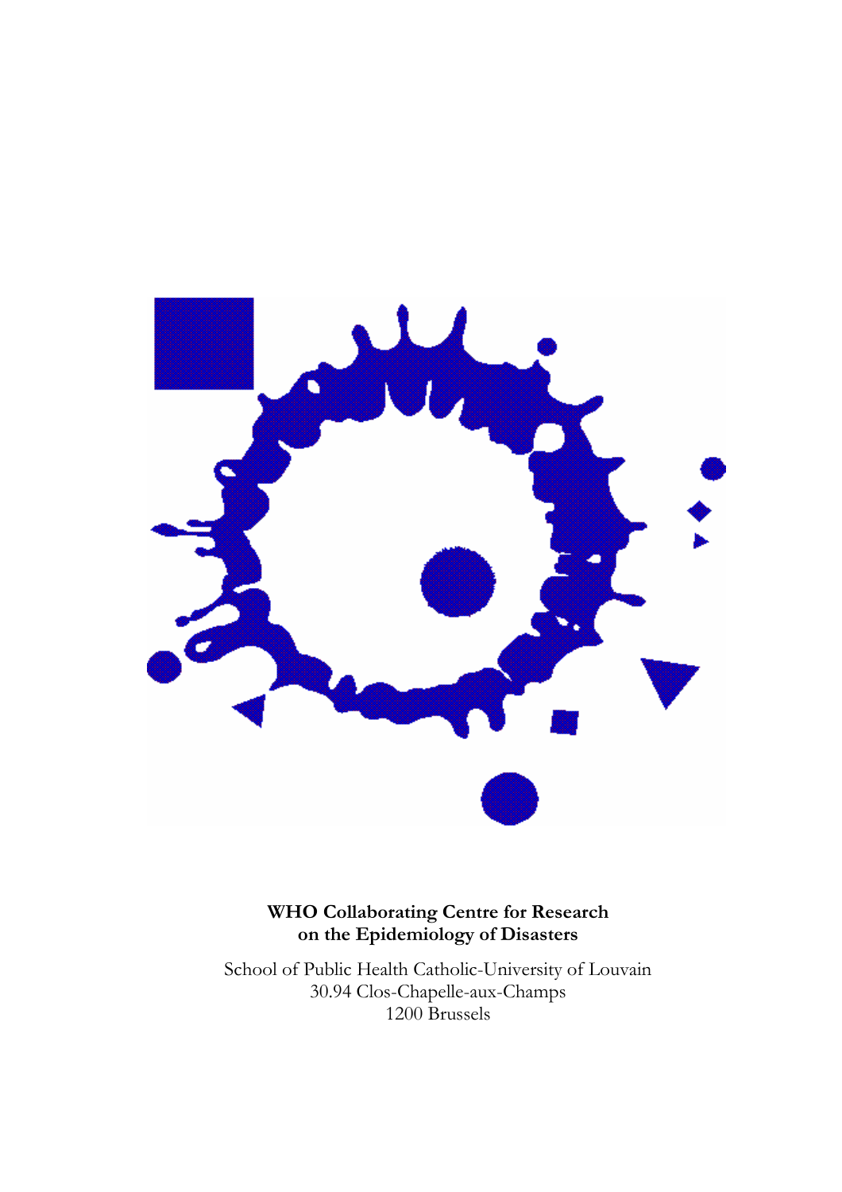**WHO Collaborating Centre for Research on the Epidemiology of Disasters**

School of Public Health Catholic-University of Louvain
30.94 Clos-Chapelle-aux-Champs
1200 Brussels